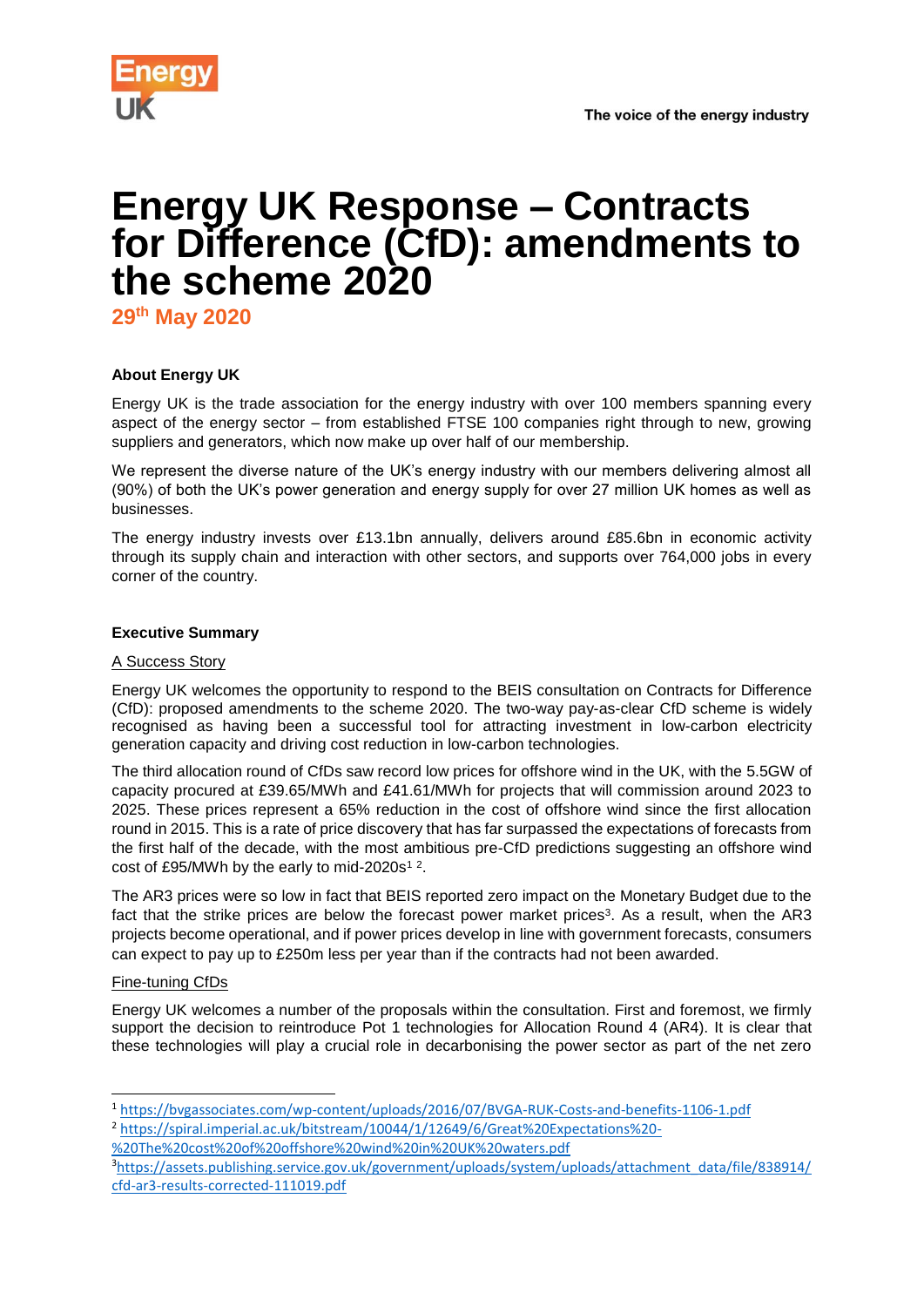Energy UK

The voice of the energy industry

# Energy UK Response – Contracts for Difference (CfD): amendments to the scheme 2020

**29th May 2020**

**About Energy UK**

Energy UK is the trade association for the energy industry with over 100 members spanning every aspect of the energy sector – from established FTSE 100 companies right through to new, growing suppliers and generators, which now make up over half of our membership.

We represent the diverse nature of the UK's energy industry with our members delivering almost all (90%) of both the UK's power generation and energy supply for over 27 million UK homes as well as businesses.

The energy industry invests over £13.1bn annually, delivers around £85.6bn in economic activity through its supply chain and interaction with other sectors, and supports over 764,000 jobs in every corner of the country.

**Executive Summary**

A Success Story

Energy UK welcomes the opportunity to respond to the BEIS consultation on Contracts for Difference (CfD): proposed amendments to the scheme 2020. The two-way pay-as-clear CfD scheme is widely recognised as having been a successful tool for attracting investment in low-carbon electricity generation capacity and driving cost reduction in low-carbon technologies.

The third allocation round of CfDs saw record low prices for offshore wind in the UK, with the 5.5GW of capacity procured at £39.65/MWh and £41.61/MWh for projects that will commission around 2023 to 2025. These prices represent a 65% reduction in the cost of offshore wind since the first allocation round in 2015. This is a rate of price discovery that has far surpassed the expectations of forecasts from the first half of the decade, with the most ambitious pre-CfD predictions suggesting an offshore wind cost of £95/MWh by the early to mid-2020s[1] [2].

The AR3 prices were so low in fact that BEIS reported zero impact on the Monetary Budget due to the fact that the strike prices are below the forecast power market prices[3]. As a result, when the AR3 projects become operational, and if power prices develop in line with government forecasts, consumers can expect to pay up to £250m less per year than if the contracts had not been awarded.

Fine-tuning CfDs

Energy UK welcomes a number of the proposals within the consultation. First and foremost, we firmly support the decision to reintroduce Pot 1 technologies for Allocation Round 4 (AR4). It is clear that these technologies will play a crucial role in decarbonising the power sector as part of the net zero

---

[1] https://bvgassociates.com/wp-content/uploads/2016/07/BVGA-RUK-Costs-and-benefits-1106-1.pdf

[2] https://spiral.imperial.ac.uk/bitstream/10044/1/12649/6/Great%20Expectations%20-%20The%20cost%20of%20offshore%20wind%20in%20UK%20waters.pdf

[3] https://assets.publishing.service.gov.uk/government/uploads/system/uploads/attachment_data/file/838914/cfd-ar3-results-corrected-111019.pdf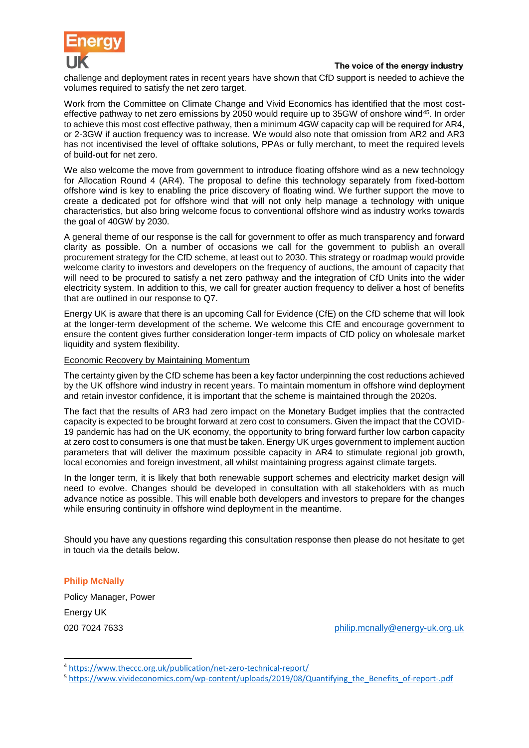challenge and deployment rates in recent years have shown that CfD support is needed to achieve the volumes required to satisfy the net zero target.

Work from the Committee on Climate Change and Vivid Economics has identified that the most cost-effective pathway to net zero emissions by 2050 would require up to 35GW of onshore wind[4,5]. In order to achieve this most cost effective pathway, then a minimum 4GW capacity cap will be required for AR4, or 2-3GW if auction frequency was to increase. We would also note that omission from AR2 and AR3 has not incentivised the level of offtake solutions, PPAs or fully merchant, to meet the required levels of build-out for net zero.

We also welcome the move from government to introduce floating offshore wind as a new technology for Allocation Round 4 (AR4). The proposal to define this technology separately from fixed-bottom offshore wind is key to enabling the price discovery of floating wind. We further support the move to create a dedicated pot for offshore wind that will not only help manage a technology with unique characteristics, but also bring welcome focus to conventional offshore wind as industry works towards the goal of 40GW by 2030.

A general theme of our response is the call for government to offer as much transparency and forward clarity as possible. On a number of occasions we call for the government to publish an overall procurement strategy for the CfD scheme, at least out to 2030. This strategy or roadmap would provide welcome clarity to investors and developers on the frequency of auctions, the amount of capacity that will need to be procured to satisfy a net zero pathway and the integration of CfD Units into the wider electricity system. In addition to this, we call for greater auction frequency to deliver a host of benefits that are outlined in our response to Q7.

Energy UK is aware that there is an upcoming Call for Evidence (CfE) on the CfD scheme that will look at the longer-term development of the scheme. We welcome this CfE and encourage government to ensure the content gives further consideration longer-term impacts of CfD policy on wholesale market liquidity and system flexibility.

Economic Recovery by Maintaining Momentum

The certainty given by the CfD scheme has been a key factor underpinning the cost reductions achieved by the UK offshore wind industry in recent years. To maintain momentum in offshore wind deployment and retain investor confidence, it is important that the scheme is maintained through the 2020s.

The fact that the results of AR3 had zero impact on the Monetary Budget implies that the contracted capacity is expected to be brought forward at zero cost to consumers. Given the impact that the COVID-19 pandemic has had on the UK economy, the opportunity to bring forward further low carbon capacity at zero cost to consumers is one that must be taken. Energy UK urges government to implement auction parameters that will deliver the maximum possible capacity in AR4 to stimulate regional job growth, local economies and foreign investment, all whilst maintaining progress against climate targets.

In the longer term, it is likely that both renewable support schemes and electricity market design will need to evolve. Changes should be developed in consultation with all stakeholders with as much advance notice as possible. This will enable both developers and investors to prepare for the changes while ensuring continuity in offshore wind deployment in the meantime.

Should you have any questions regarding this consultation response then please do not hesitate to get in touch via the details below.

**Philip McNally**

Policy Manager, Power

Energy UK

020 7024 7633

philip.mcnally@energy-uk.org.uk

[4] https://www.theccc.org.uk/publication/net-zero-technical-report/

[5] https://www.vivideconomics.com/wp-content/uploads/2019/08/Quantifying_the_Benefits_of-report-.pdf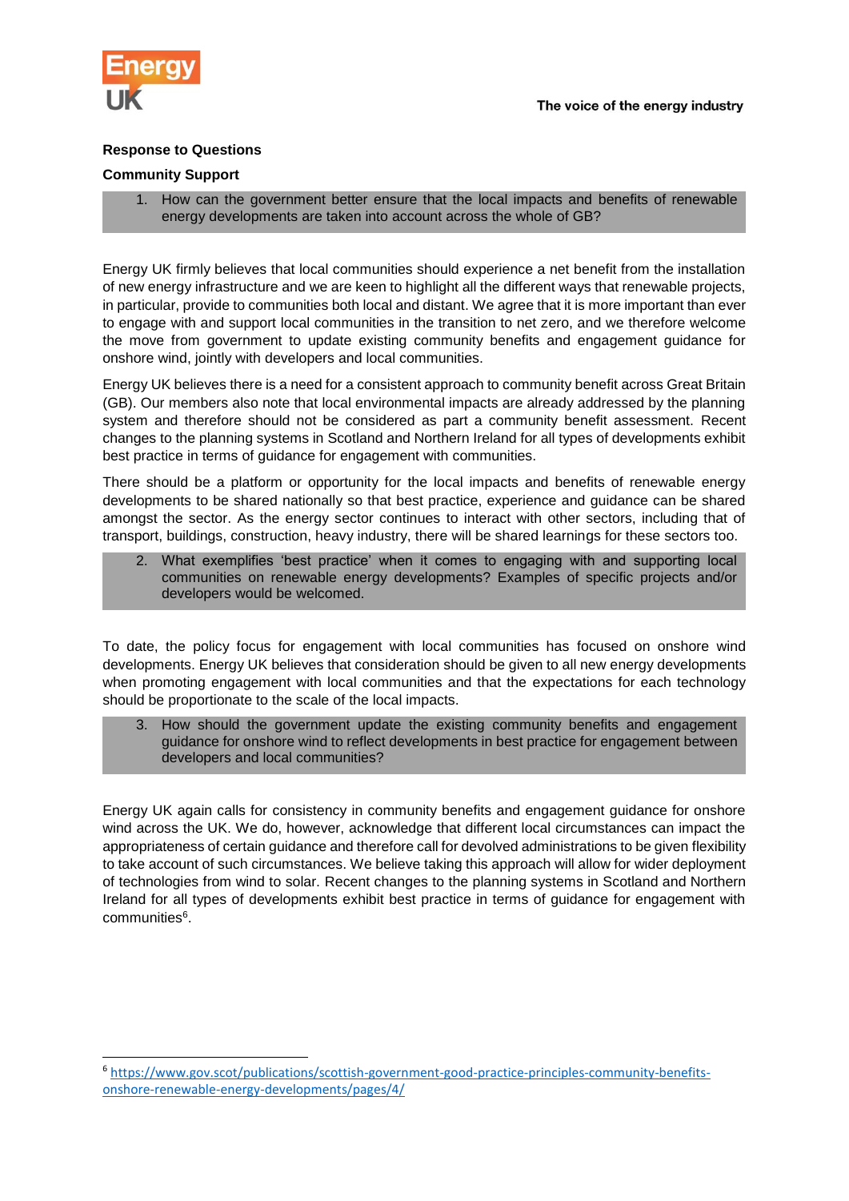## Response to Questions

### Community Support

1. How can the government better ensure that the local impacts and benefits of renewable energy developments are taken into account across the whole of GB?

Energy UK firmly believes that local communities should experience a net benefit from the installation of new energy infrastructure and we are keen to highlight all the different ways that renewable projects, in particular, provide to communities both local and distant. We agree that it is more important than ever to engage with and support local communities in the transition to net zero, and we therefore welcome the move from government to update existing community benefits and engagement guidance for onshore wind, jointly with developers and local communities.

Energy UK believes there is a need for a consistent approach to community benefit across Great Britain (GB). Our members also note that local environmental impacts are already addressed by the planning system and therefore should not be considered as part a community benefit assessment. Recent changes to the planning systems in Scotland and Northern Ireland for all types of developments exhibit best practice in terms of guidance for engagement with communities.

There should be a platform or opportunity for the local impacts and benefits of renewable energy developments to be shared nationally so that best practice, experience and guidance can be shared amongst the sector. As the energy sector continues to interact with other sectors, including that of transport, buildings, construction, heavy industry, there will be shared learnings for these sectors too.

2. What exemplifies 'best practice' when it comes to engaging with and supporting local communities on renewable energy developments? Examples of specific projects and/or developers would be welcomed.

To date, the policy focus for engagement with local communities has focused on onshore wind developments. Energy UK believes that consideration should be given to all new energy developments when promoting engagement with local communities and that the expectations for each technology should be proportionate to the scale of the local impacts.

3. How should the government update the existing community benefits and engagement guidance for onshore wind to reflect developments in best practice for engagement between developers and local communities?

Energy UK again calls for consistency in community benefits and engagement guidance for onshore wind across the UK. We do, however, acknowledge that different local circumstances can impact the appropriateness of certain guidance and therefore call for devolved administrations to be given flexibility to take account of such circumstances. We believe taking this approach will allow for wider deployment of technologies from wind to solar. Recent changes to the planning systems in Scotland and Northern Ireland for all types of developments exhibit best practice in terms of guidance for engagement with communities[6].

---

[6] https://www.gov.scot/publications/scottish-government-good-practice-principles-community-benefits-onshore-renewable-energy-developments/pages/4/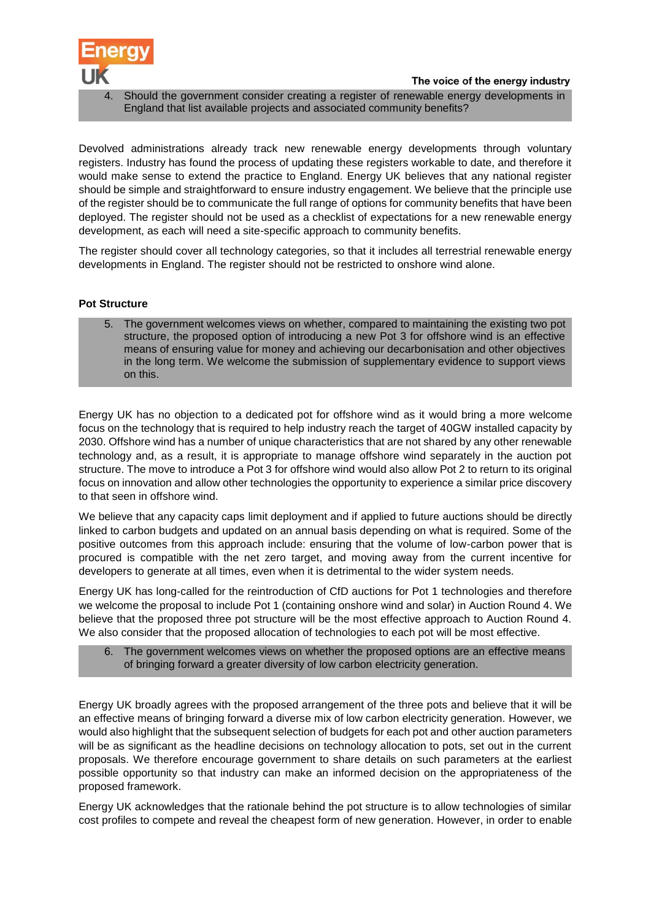4. Should the government consider creating a register of renewable energy developments in England that list available projects and associated community benefits?

Devolved administrations already track new renewable energy developments through voluntary registers. Industry has found the process of updating these registers workable to date, and therefore it would make sense to extend the practice to England. Energy UK believes that any national register should be simple and straightforward to ensure industry engagement. We believe that the principle use of the register should be to communicate the full range of options for community benefits that have been deployed. The register should not be used as a checklist of expectations for a new renewable energy development, as each will need a site-specific approach to community benefits.

The register should cover all technology categories, so that it includes all terrestrial renewable energy developments in England. The register should not be restricted to onshore wind alone.

**Pot Structure**

5. The government welcomes views on whether, compared to maintaining the existing two pot structure, the proposed option of introducing a new Pot 3 for offshore wind is an effective means of ensuring value for money and achieving our decarbonisation and other objectives in the long term. We welcome the submission of supplementary evidence to support views on this.

Energy UK has no objection to a dedicated pot for offshore wind as it would bring a more welcome focus on the technology that is required to help industry reach the target of 40GW installed capacity by 2030. Offshore wind has a number of unique characteristics that are not shared by any other renewable technology and, as a result, it is appropriate to manage offshore wind separately in the auction pot structure. The move to introduce a Pot 3 for offshore wind would also allow Pot 2 to return to its original focus on innovation and allow other technologies the opportunity to experience a similar price discovery to that seen in offshore wind.

We believe that any capacity caps limit deployment and if applied to future auctions should be directly linked to carbon budgets and updated on an annual basis depending on what is required. Some of the positive outcomes from this approach include: ensuring that the volume of low-carbon power that is procured is compatible with the net zero target, and moving away from the current incentive for developers to generate at all times, even when it is detrimental to the wider system needs.

Energy UK has long-called for the reintroduction of CfD auctions for Pot 1 technologies and therefore we welcome the proposal to include Pot 1 (containing onshore wind and solar) in Auction Round 4. We believe that the proposed three pot structure will be the most effective approach to Auction Round 4. We also consider that the proposed allocation of technologies to each pot will be most effective.

6. The government welcomes views on whether the proposed options are an effective means of bringing forward a greater diversity of low carbon electricity generation.

Energy UK broadly agrees with the proposed arrangement of the three pots and believe that it will be an effective means of bringing forward a diverse mix of low carbon electricity generation. However, we would also highlight that the subsequent selection of budgets for each pot and other auction parameters will be as significant as the headline decisions on technology allocation to pots, set out in the current proposals. We therefore encourage government to share details on such parameters at the earliest possible opportunity so that industry can make an informed decision on the appropriateness of the proposed framework.

Energy UK acknowledges that the rationale behind the pot structure is to allow technologies of similar cost profiles to compete and reveal the cheapest form of new generation. However, in order to enable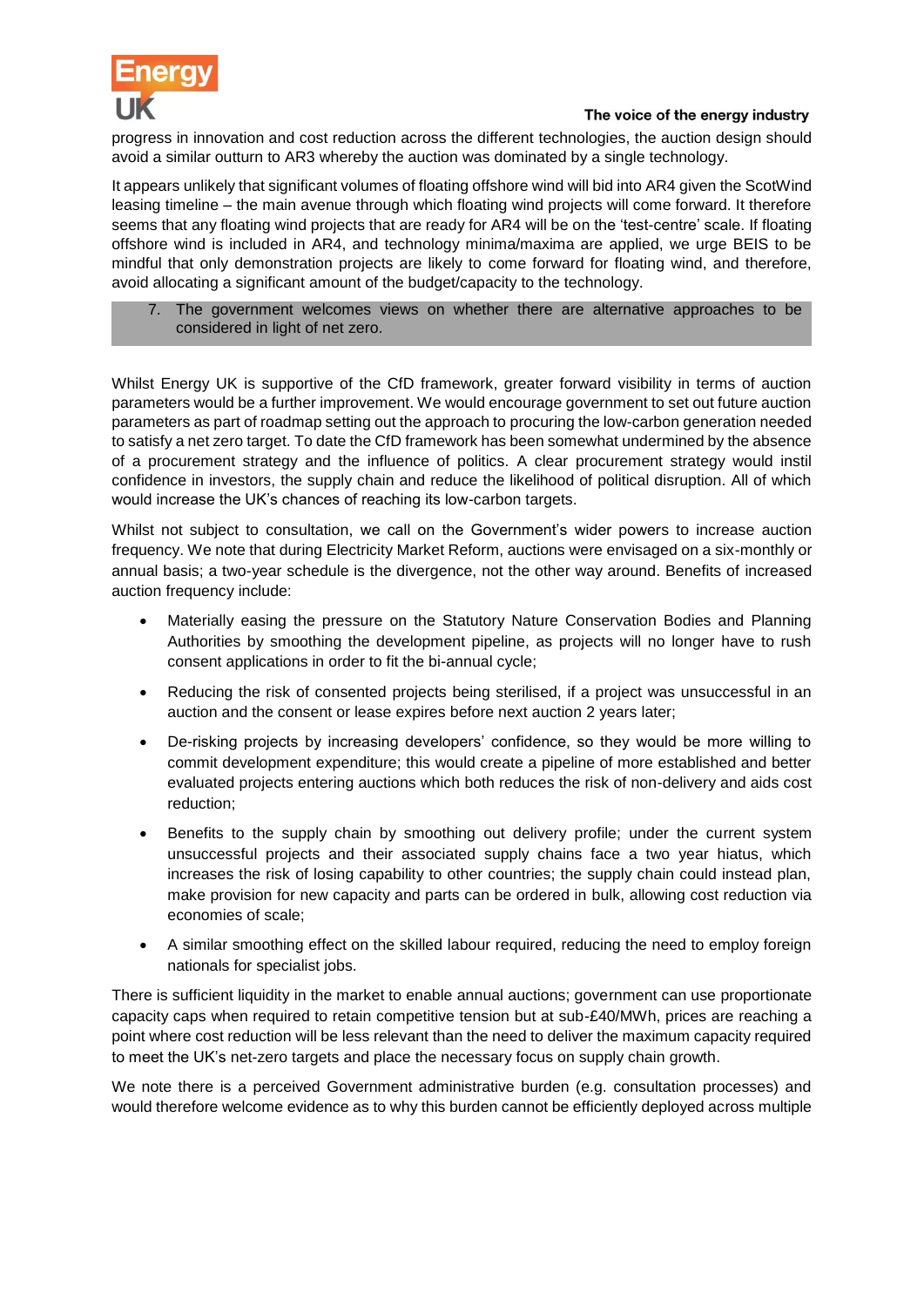progress in innovation and cost reduction across the different technologies, the auction design should avoid a similar outturn to AR3 whereby the auction was dominated by a single technology.

It appears unlikely that significant volumes of floating offshore wind will bid into AR4 given the ScotWind leasing timeline – the main avenue through which floating wind projects will come forward. It therefore seems that any floating wind projects that are ready for AR4 will be on the 'test-centre' scale. If floating offshore wind is included in AR4, and technology minima/maxima are applied, we urge BEIS to be mindful that only demonstration projects are likely to come forward for floating wind, and therefore, avoid allocating a significant amount of the budget/capacity to the technology.

> 7. The government welcomes views on whether there are alternative approaches to be considered in light of net zero.

Whilst Energy UK is supportive of the CfD framework, greater forward visibility in terms of auction parameters would be a further improvement. We would encourage government to set out future auction parameters as part of roadmap setting out the approach to procuring the low-carbon generation needed to satisfy a net zero target. To date the CfD framework has been somewhat undermined by the absence of a procurement strategy and the influence of politics. A clear procurement strategy would instil confidence in investors, the supply chain and reduce the likelihood of political disruption. All of which would increase the UK's chances of reaching its low-carbon targets.

Whilst not subject to consultation, we call on the Government's wider powers to increase auction frequency. We note that during Electricity Market Reform, auctions were envisaged on a six-monthly or annual basis; a two-year schedule is the divergence, not the other way around. Benefits of increased auction frequency include:

- Materially easing the pressure on the Statutory Nature Conservation Bodies and Planning Authorities by smoothing the development pipeline, as projects will no longer have to rush consent applications in order to fit the bi-annual cycle;
- Reducing the risk of consented projects being sterilised, if a project was unsuccessful in an auction and the consent or lease expires before next auction 2 years later;
- De-risking projects by increasing developers' confidence, so they would be more willing to commit development expenditure; this would create a pipeline of more established and better evaluated projects entering auctions which both reduces the risk of non-delivery and aids cost reduction;
- Benefits to the supply chain by smoothing out delivery profile; under the current system unsuccessful projects and their associated supply chains face a two year hiatus, which increases the risk of losing capability to other countries; the supply chain could instead plan, make provision for new capacity and parts can be ordered in bulk, allowing cost reduction via economies of scale;
- A similar smoothing effect on the skilled labour required, reducing the need to employ foreign nationals for specialist jobs.

There is sufficient liquidity in the market to enable annual auctions; government can use proportionate capacity caps when required to retain competitive tension but at sub-£40/MWh, prices are reaching a point where cost reduction will be less relevant than the need to deliver the maximum capacity required to meet the UK's net-zero targets and place the necessary focus on supply chain growth.

We note there is a perceived Government administrative burden (e.g. consultation processes) and would therefore welcome evidence as to why this burden cannot be efficiently deployed across multiple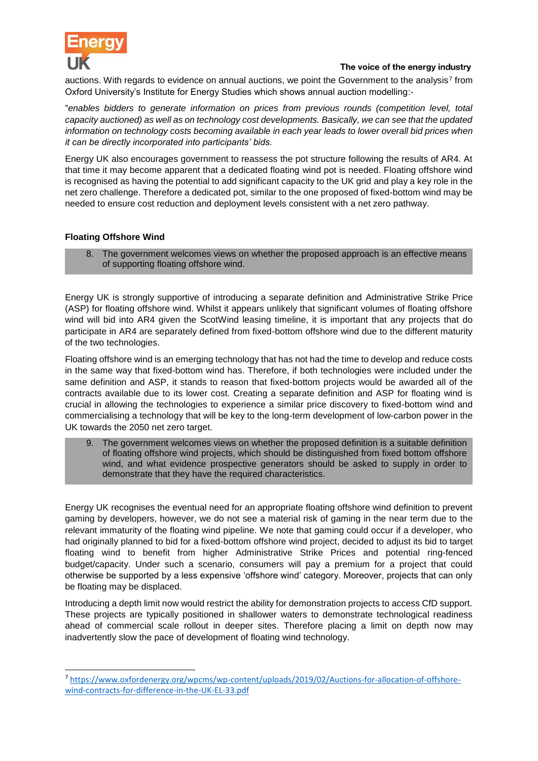auctions. With regards to evidence on annual auctions, we point the Government to the analysis[7] from Oxford University's Institute for Energy Studies which shows annual auction modelling:-

"*enables bidders to generate information on prices from previous rounds (competition level, total capacity auctioned) as well as on technology cost developments. Basically, we can see that the updated information on technology costs becoming available in each year leads to lower overall bid prices when it can be directly incorporated into participants' bids.*

Energy UK also encourages government to reassess the pot structure following the results of AR4. At that time it may become apparent that a dedicated floating wind pot is needed. Floating offshore wind is recognised as having the potential to add significant capacity to the UK grid and play a key role in the net zero challenge. Therefore a dedicated pot, similar to the one proposed of fixed-bottom wind may be needed to ensure cost reduction and deployment levels consistent with a net zero pathway.

**Floating Offshore Wind**

8. The government welcomes views on whether the proposed approach is an effective means of supporting floating offshore wind.

Energy UK is strongly supportive of introducing a separate definition and Administrative Strike Price (ASP) for floating offshore wind. Whilst it appears unlikely that significant volumes of floating offshore wind will bid into AR4 given the ScotWind leasing timeline, it is important that any projects that do participate in AR4 are separately defined from fixed-bottom offshore wind due to the different maturity of the two technologies.

Floating offshore wind is an emerging technology that has not had the time to develop and reduce costs in the same way that fixed-bottom wind has. Therefore, if both technologies were included under the same definition and ASP, it stands to reason that fixed-bottom projects would be awarded all of the contracts available due to its lower cost. Creating a separate definition and ASP for floating wind is crucial in allowing the technologies to experience a similar price discovery to fixed-bottom wind and commercialising a technology that will be key to the long-term development of low-carbon power in the UK towards the 2050 net zero target.

9. The government welcomes views on whether the proposed definition is a suitable definition of floating offshore wind projects, which should be distinguished from fixed bottom offshore wind, and what evidence prospective generators should be asked to supply in order to demonstrate that they have the required characteristics.

Energy UK recognises the eventual need for an appropriate floating offshore wind definition to prevent gaming by developers, however, we do not see a material risk of gaming in the near term due to the relevant immaturity of the floating wind pipeline. We note that gaming could occur if a developer, who had originally planned to bid for a fixed-bottom offshore wind project, decided to adjust its bid to target floating wind to benefit from higher Administrative Strike Prices and potential ring-fenced budget/capacity. Under such a scenario, consumers will pay a premium for a project that could otherwise be supported by a less expensive 'offshore wind' category. Moreover, projects that can only be floating may be displaced.

Introducing a depth limit now would restrict the ability for demonstration projects to access CfD support. These projects are typically positioned in shallower waters to demonstrate technological readiness ahead of commercial scale rollout in deeper sites. Therefore placing a limit on depth now may inadvertently slow the pace of development of floating wind technology.

---

[7] https://www.oxfordenergy.org/wpcms/wp-content/uploads/2019/02/Auctions-for-allocation-of-offshore-wind-contracts-for-difference-in-the-UK-EL-33.pdf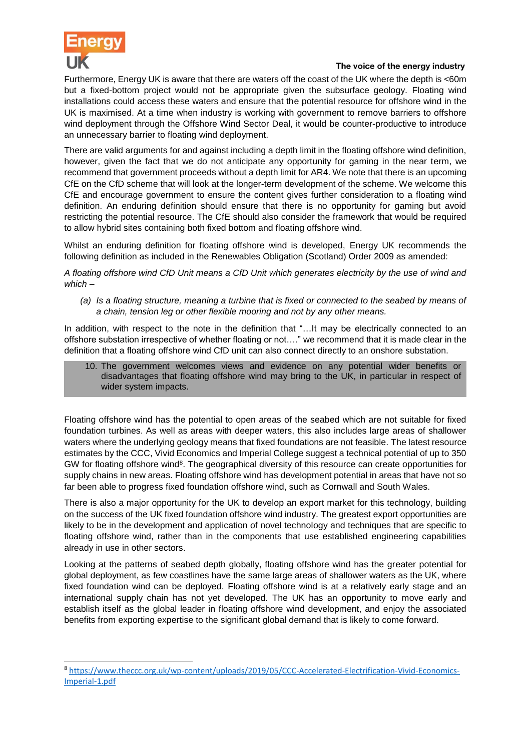Furthermore, Energy UK is aware that there are waters off the coast of the UK where the depth is <60m but a fixed-bottom project would not be appropriate given the subsurface geology. Floating wind installations could access these waters and ensure that the potential resource for offshore wind in the UK is maximised. At a time when industry is working with government to remove barriers to offshore wind deployment through the Offshore Wind Sector Deal, it would be counter-productive to introduce an unnecessary barrier to floating wind deployment.

There are valid arguments for and against including a depth limit in the floating offshore wind definition, however, given the fact that we do not anticipate any opportunity for gaming in the near term, we recommend that government proceeds without a depth limit for AR4. We note that there is an upcoming CfE on the CfD scheme that will look at the longer-term development of the scheme. We welcome this CfE and encourage government to ensure the content gives further consideration to a floating wind definition. An enduring definition should ensure that there is no opportunity for gaming but avoid restricting the potential resource. The CfE should also consider the framework that would be required to allow hybrid sites containing both fixed bottom and floating offshore wind.

Whilst an enduring definition for floating offshore wind is developed, Energy UK recommends the following definition as included in the Renewables Obligation (Scotland) Order 2009 as amended:

*A floating offshore wind CfD Unit means a CfD Unit which generates electricity by the use of wind and which –*

> *(a) Is a floating structure, meaning a turbine that is fixed or connected to the seabed by means of a chain, tension leg or other flexible mooring and not by any other means.*

In addition, with respect to the note in the definition that "…It may be electrically connected to an offshore substation irrespective of whether floating or not…." we recommend that it is made clear in the definition that a floating offshore wind CfD unit can also connect directly to an onshore substation.

> 10. The government welcomes views and evidence on any potential wider benefits or disadvantages that floating offshore wind may bring to the UK, in particular in respect of wider system impacts.

Floating offshore wind has the potential to open areas of the seabed which are not suitable for fixed foundation turbines. As well as areas with deeper waters, this also includes large areas of shallower waters where the underlying geology means that fixed foundations are not feasible. The latest resource estimates by the CCC, Vivid Economics and Imperial College suggest a technical potential of up to 350 GW for floating offshore wind[8]. The geographical diversity of this resource can create opportunities for supply chains in new areas. Floating offshore wind has development potential in areas that have not so far been able to progress fixed foundation offshore wind, such as Cornwall and South Wales.

There is also a major opportunity for the UK to develop an export market for this technology, building on the success of the UK fixed foundation offshore wind industry. The greatest export opportunities are likely to be in the development and application of novel technology and techniques that are specific to floating offshore wind, rather than in the components that use established engineering capabilities already in use in other sectors.

Looking at the patterns of seabed depth globally, floating offshore wind has the greater potential for global deployment, as few coastlines have the same large areas of shallower waters as the UK, where fixed foundation wind can be deployed. Floating offshore wind is at a relatively early stage and an international supply chain has not yet developed. The UK has an opportunity to move early and establish itself as the global leader in floating offshore wind development, and enjoy the associated benefits from exporting expertise to the significant global demand that is likely to come forward.

---

[8] https://www.theccc.org.uk/wp-content/uploads/2019/05/CCC-Accelerated-Electrification-Vivid-Economics-Imperial-1.pdf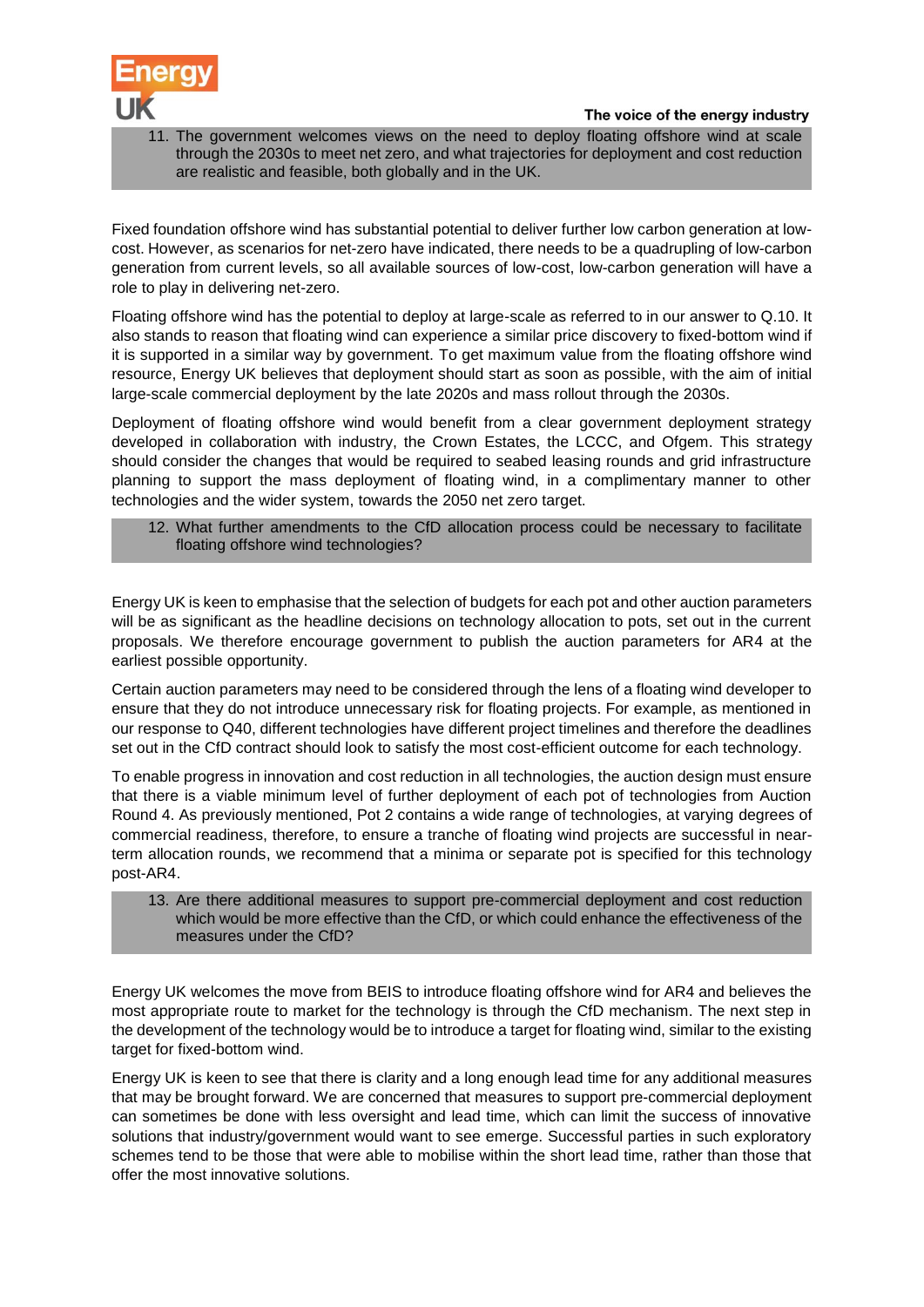11. The government welcomes views on the need to deploy floating offshore wind at scale through the 2030s to meet net zero, and what trajectories for deployment and cost reduction are realistic and feasible, both globally and in the UK.

Fixed foundation offshore wind has substantial potential to deliver further low carbon generation at low-cost. However, as scenarios for net-zero have indicated, there needs to be a quadrupling of low-carbon generation from current levels, so all available sources of low-cost, low-carbon generation will have a role to play in delivering net-zero.

Floating offshore wind has the potential to deploy at large-scale as referred to in our answer to Q.10. It also stands to reason that floating wind can experience a similar price discovery to fixed-bottom wind if it is supported in a similar way by government. To get maximum value from the floating offshore wind resource, Energy UK believes that deployment should start as soon as possible, with the aim of initial large-scale commercial deployment by the late 2020s and mass rollout through the 2030s.

Deployment of floating offshore wind would benefit from a clear government deployment strategy developed in collaboration with industry, the Crown Estates, the LCCC, and Ofgem. This strategy should consider the changes that would be required to seabed leasing rounds and grid infrastructure planning to support the mass deployment of floating wind, in a complimentary manner to other technologies and the wider system, towards the 2050 net zero target.

12. What further amendments to the CfD allocation process could be necessary to facilitate floating offshore wind technologies?

Energy UK is keen to emphasise that the selection of budgets for each pot and other auction parameters will be as significant as the headline decisions on technology allocation to pots, set out in the current proposals. We therefore encourage government to publish the auction parameters for AR4 at the earliest possible opportunity.

Certain auction parameters may need to be considered through the lens of a floating wind developer to ensure that they do not introduce unnecessary risk for floating projects. For example, as mentioned in our response to Q40, different technologies have different project timelines and therefore the deadlines set out in the CfD contract should look to satisfy the most cost-efficient outcome for each technology.

To enable progress in innovation and cost reduction in all technologies, the auction design must ensure that there is a viable minimum level of further deployment of each pot of technologies from Auction Round 4. As previously mentioned, Pot 2 contains a wide range of technologies, at varying degrees of commercial readiness, therefore, to ensure a tranche of floating wind projects are successful in near-term allocation rounds, we recommend that a minima or separate pot is specified for this technology post-AR4.

13. Are there additional measures to support pre-commercial deployment and cost reduction which would be more effective than the CfD, or which could enhance the effectiveness of the measures under the CfD?

Energy UK welcomes the move from BEIS to introduce floating offshore wind for AR4 and believes the most appropriate route to market for the technology is through the CfD mechanism. The next step in the development of the technology would be to introduce a target for floating wind, similar to the existing target for fixed-bottom wind.

Energy UK is keen to see that there is clarity and a long enough lead time for any additional measures that may be brought forward. We are concerned that measures to support pre-commercial deployment can sometimes be done with less oversight and lead time, which can limit the success of innovative solutions that industry/government would want to see emerge. Successful parties in such exploratory schemes tend to be those that were able to mobilise within the short lead time, rather than those that offer the most innovative solutions.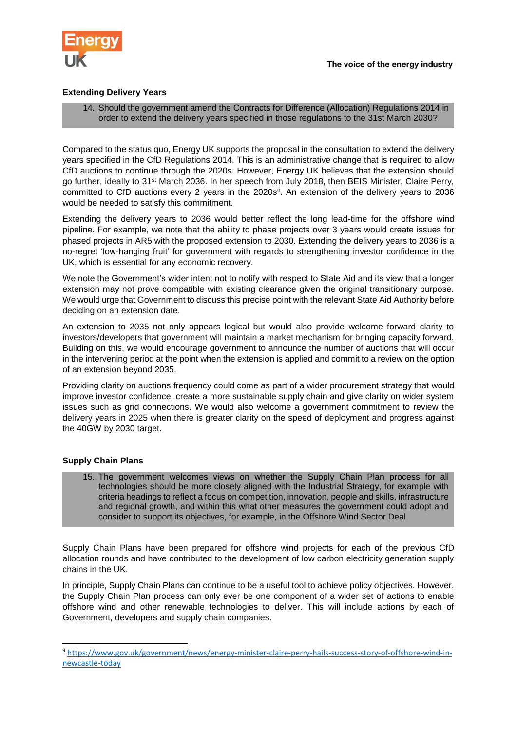**Extending Delivery Years**

> 14. Should the government amend the Contracts for Difference (Allocation) Regulations 2014 in order to extend the delivery years specified in those regulations to the 31st March 2030?

Compared to the status quo, Energy UK supports the proposal in the consultation to extend the delivery years specified in the CfD Regulations 2014. This is an administrative change that is required to allow CfD auctions to continue through the 2020s. However, Energy UK believes that the extension should go further, ideally to 31st March 2036. In her speech from July 2018, then BEIS Minister, Claire Perry, committed to CfD auctions every 2 years in the 2020s[9]. An extension of the delivery years to 2036 would be needed to satisfy this commitment.

Extending the delivery years to 2036 would better reflect the long lead-time for the offshore wind pipeline. For example, we note that the ability to phase projects over 3 years would create issues for phased projects in AR5 with the proposed extension to 2030. Extending the delivery years to 2036 is a no-regret 'low-hanging fruit' for government with regards to strengthening investor confidence in the UK, which is essential for any economic recovery.

We note the Government's wider intent not to notify with respect to State Aid and its view that a longer extension may not prove compatible with existing clearance given the original transitionary purpose. We would urge that Government to discuss this precise point with the relevant State Aid Authority before deciding on an extension date.

An extension to 2035 not only appears logical but would also provide welcome forward clarity to investors/developers that government will maintain a market mechanism for bringing capacity forward. Building on this, we would encourage government to announce the number of auctions that will occur in the intervening period at the point when the extension is applied and commit to a review on the option of an extension beyond 2035.

Providing clarity on auctions frequency could come as part of a wider procurement strategy that would improve investor confidence, create a more sustainable supply chain and give clarity on wider system issues such as grid connections. We would also welcome a government commitment to review the delivery years in 2025 when there is greater clarity on the speed of deployment and progress against the 40GW by 2030 target.

**Supply Chain Plans**

> 15. The government welcomes views on whether the Supply Chain Plan process for all technologies should be more closely aligned with the Industrial Strategy, for example with criteria headings to reflect a focus on competition, innovation, people and skills, infrastructure and regional growth, and within this what other measures the government could adopt and consider to support its objectives, for example, in the Offshore Wind Sector Deal.

Supply Chain Plans have been prepared for offshore wind projects for each of the previous CfD allocation rounds and have contributed to the development of low carbon electricity generation supply chains in the UK.

In principle, Supply Chain Plans can continue to be a useful tool to achieve policy objectives. However, the Supply Chain Plan process can only ever be one component of a wider set of actions to enable offshore wind and other renewable technologies to deliver. This will include actions by each of Government, developers and supply chain companies.

---

[9] https://www.gov.uk/government/news/energy-minister-claire-perry-hails-success-story-of-offshore-wind-in-newcastle-today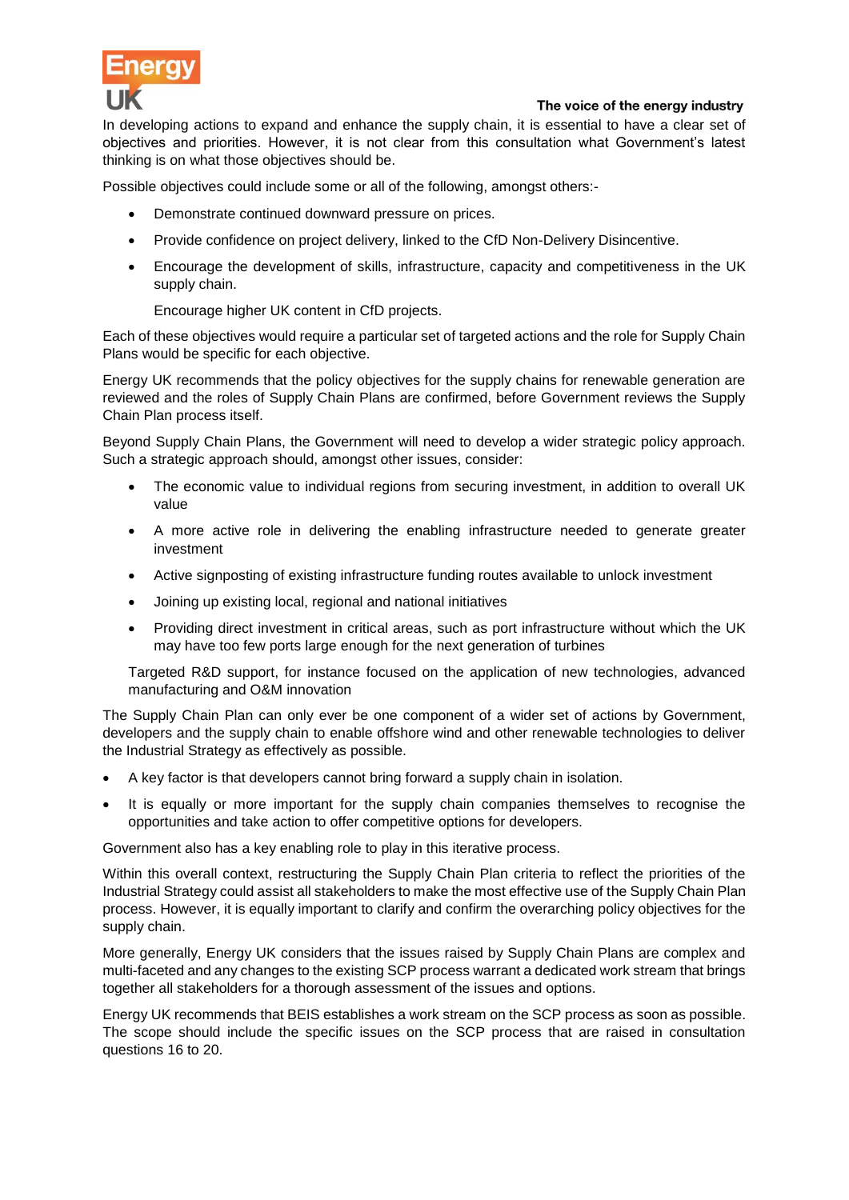In developing actions to expand and enhance the supply chain, it is essential to have a clear set of objectives and priorities. However, it is not clear from this consultation what Government's latest thinking is on what those objectives should be.

Possible objectives could include some or all of the following, amongst others:-

- Demonstrate continued downward pressure on prices.
- Provide confidence on project delivery, linked to the CfD Non-Delivery Disincentive.
- Encourage the development of skills, infrastructure, capacity and competitiveness in the UK supply chain.

  Encourage higher UK content in CfD projects.

Each of these objectives would require a particular set of targeted actions and the role for Supply Chain Plans would be specific for each objective.

Energy UK recommends that the policy objectives for the supply chains for renewable generation are reviewed and the roles of Supply Chain Plans are confirmed, before Government reviews the Supply Chain Plan process itself.

Beyond Supply Chain Plans, the Government will need to develop a wider strategic policy approach. Such a strategic approach should, amongst other issues, consider:

- The economic value to individual regions from securing investment, in addition to overall UK value
- A more active role in delivering the enabling infrastructure needed to generate greater investment
- Active signposting of existing infrastructure funding routes available to unlock investment
- Joining up existing local, regional and national initiatives
- Providing direct investment in critical areas, such as port infrastructure without which the UK may have too few ports large enough for the next generation of turbines

Targeted R&D support, for instance focused on the application of new technologies, advanced manufacturing and O&M innovation

The Supply Chain Plan can only ever be one component of a wider set of actions by Government, developers and the supply chain to enable offshore wind and other renewable technologies to deliver the Industrial Strategy as effectively as possible.

- A key factor is that developers cannot bring forward a supply chain in isolation.
- It is equally or more important for the supply chain companies themselves to recognise the opportunities and take action to offer competitive options for developers.

Government also has a key enabling role to play in this iterative process.

Within this overall context, restructuring the Supply Chain Plan criteria to reflect the priorities of the Industrial Strategy could assist all stakeholders to make the most effective use of the Supply Chain Plan process. However, it is equally important to clarify and confirm the overarching policy objectives for the supply chain.

More generally, Energy UK considers that the issues raised by Supply Chain Plans are complex and multi-faceted and any changes to the existing SCP process warrant a dedicated work stream that brings together all stakeholders for a thorough assessment of the issues and options.

Energy UK recommends that BEIS establishes a work stream on the SCP process as soon as possible. The scope should include the specific issues on the SCP process that are raised in consultation questions 16 to 20.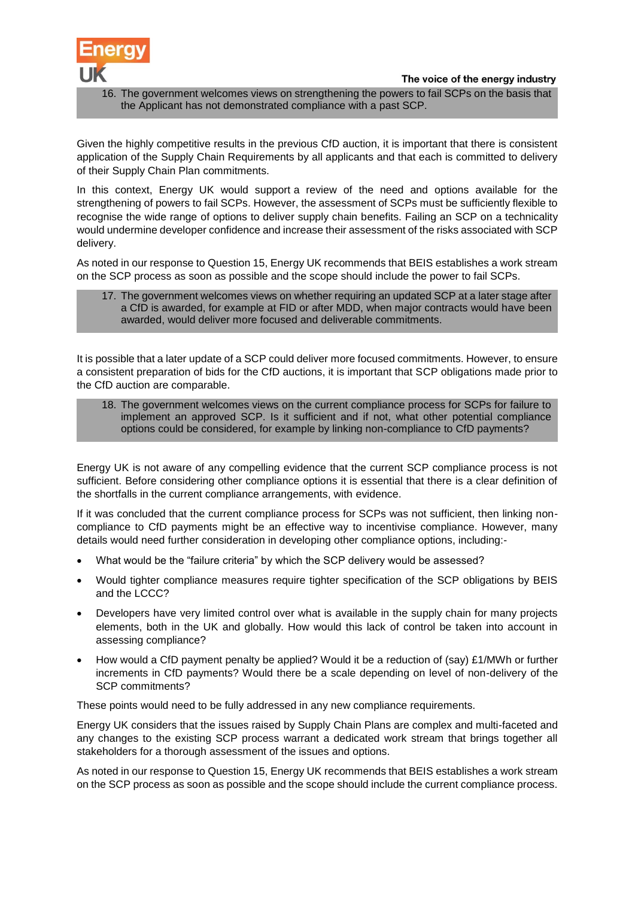16. The government welcomes views on strengthening the powers to fail SCPs on the basis that the Applicant has not demonstrated compliance with a past SCP.

Given the highly competitive results in the previous CfD auction, it is important that there is consistent application of the Supply Chain Requirements by all applicants and that each is committed to delivery of their Supply Chain Plan commitments.

In this context, Energy UK would support a review of the need and options available for the strengthening of powers to fail SCPs. However, the assessment of SCPs must be sufficiently flexible to recognise the wide range of options to deliver supply chain benefits. Failing an SCP on a technicality would undermine developer confidence and increase their assessment of the risks associated with SCP delivery.

As noted in our response to Question 15, Energy UK recommends that BEIS establishes a work stream on the SCP process as soon as possible and the scope should include the power to fail SCPs.

17. The government welcomes views on whether requiring an updated SCP at a later stage after a CfD is awarded, for example at FID or after MDD, when major contracts would have been awarded, would deliver more focused and deliverable commitments.

It is possible that a later update of a SCP could deliver more focused commitments. However, to ensure a consistent preparation of bids for the CfD auctions, it is important that SCP obligations made prior to the CfD auction are comparable.

18. The government welcomes views on the current compliance process for SCPs for failure to implement an approved SCP. Is it sufficient and if not, what other potential compliance options could be considered, for example by linking non-compliance to CfD payments?

Energy UK is not aware of any compelling evidence that the current SCP compliance process is not sufficient. Before considering other compliance options it is essential that there is a clear definition of the shortfalls in the current compliance arrangements, with evidence.

If it was concluded that the current compliance process for SCPs was not sufficient, then linking non-compliance to CfD payments might be an effective way to incentivise compliance. However, many details would need further consideration in developing other compliance options, including:-

- What would be the "failure criteria" by which the SCP delivery would be assessed?
- Would tighter compliance measures require tighter specification of the SCP obligations by BEIS and the LCCC?
- Developers have very limited control over what is available in the supply chain for many projects elements, both in the UK and globally. How would this lack of control be taken into account in assessing compliance?
- How would a CfD payment penalty be applied? Would it be a reduction of (say) £1/MWh or further increments in CfD payments? Would there be a scale depending on level of non-delivery of the SCP commitments?

These points would need to be fully addressed in any new compliance requirements.

Energy UK considers that the issues raised by Supply Chain Plans are complex and multi-faceted and any changes to the existing SCP process warrant a dedicated work stream that brings together all stakeholders for a thorough assessment of the issues and options.

As noted in our response to Question 15, Energy UK recommends that BEIS establishes a work stream on the SCP process as soon as possible and the scope should include the current compliance process.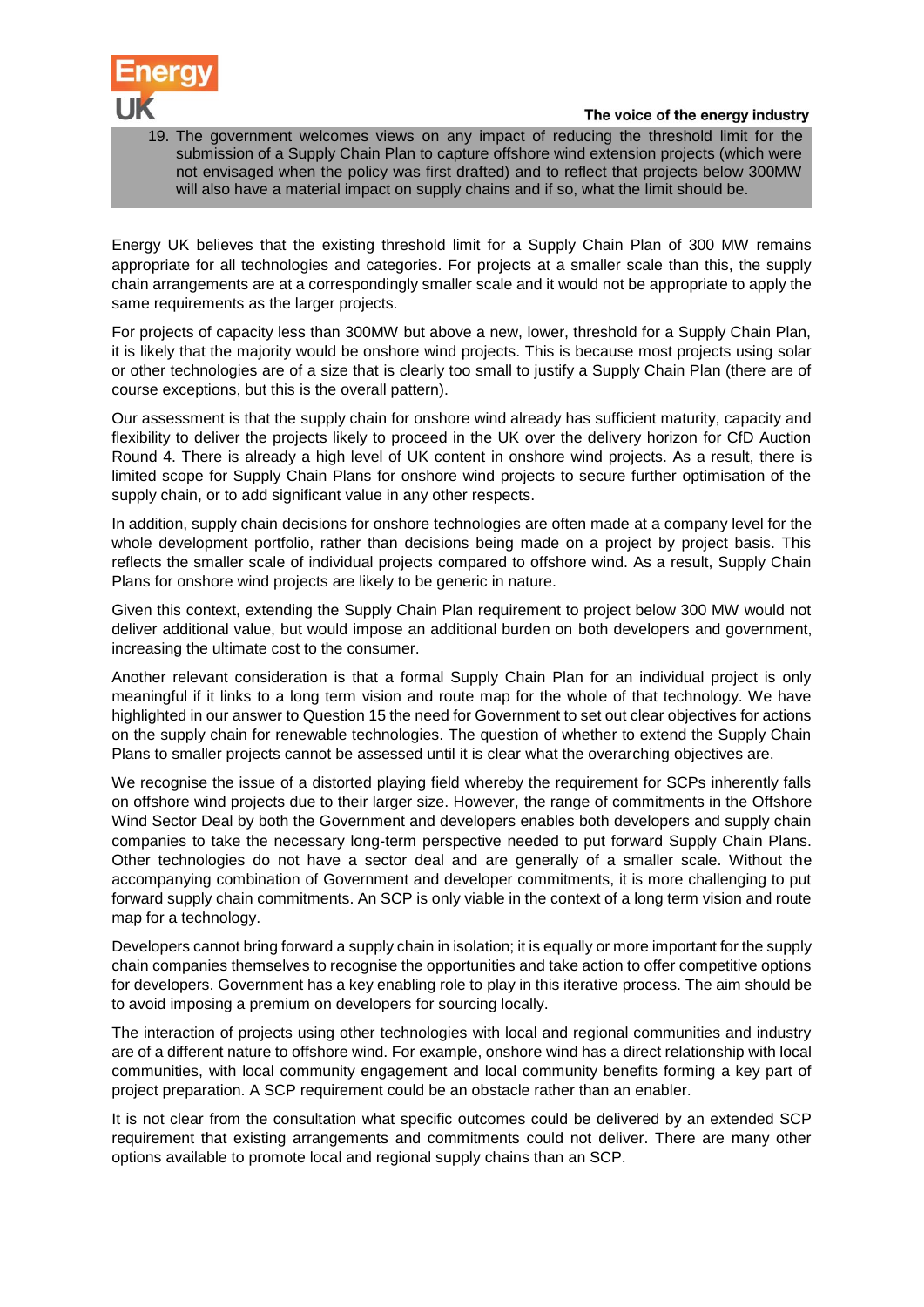19. The government welcomes views on any impact of reducing the threshold limit for the submission of a Supply Chain Plan to capture offshore wind extension projects (which were not envisaged when the policy was first drafted) and to reflect that projects below 300MW will also have a material impact on supply chains and if so, what the limit should be.

Energy UK believes that the existing threshold limit for a Supply Chain Plan of 300 MW remains appropriate for all technologies and categories. For projects at a smaller scale than this, the supply chain arrangements are at a correspondingly smaller scale and it would not be appropriate to apply the same requirements as the larger projects.

For projects of capacity less than 300MW but above a new, lower, threshold for a Supply Chain Plan, it is likely that the majority would be onshore wind projects. This is because most projects using solar or other technologies are of a size that is clearly too small to justify a Supply Chain Plan (there are of course exceptions, but this is the overall pattern).

Our assessment is that the supply chain for onshore wind already has sufficient maturity, capacity and flexibility to deliver the projects likely to proceed in the UK over the delivery horizon for CfD Auction Round 4. There is already a high level of UK content in onshore wind projects. As a result, there is limited scope for Supply Chain Plans for onshore wind projects to secure further optimisation of the supply chain, or to add significant value in any other respects.

In addition, supply chain decisions for onshore technologies are often made at a company level for the whole development portfolio, rather than decisions being made on a project by project basis. This reflects the smaller scale of individual projects compared to offshore wind. As a result, Supply Chain Plans for onshore wind projects are likely to be generic in nature.

Given this context, extending the Supply Chain Plan requirement to project below 300 MW would not deliver additional value, but would impose an additional burden on both developers and government, increasing the ultimate cost to the consumer.

Another relevant consideration is that a formal Supply Chain Plan for an individual project is only meaningful if it links to a long term vision and route map for the whole of that technology. We have highlighted in our answer to Question 15 the need for Government to set out clear objectives for actions on the supply chain for renewable technologies. The question of whether to extend the Supply Chain Plans to smaller projects cannot be assessed until it is clear what the overarching objectives are.

We recognise the issue of a distorted playing field whereby the requirement for SCPs inherently falls on offshore wind projects due to their larger size. However, the range of commitments in the Offshore Wind Sector Deal by both the Government and developers enables both developers and supply chain companies to take the necessary long-term perspective needed to put forward Supply Chain Plans. Other technologies do not have a sector deal and are generally of a smaller scale. Without the accompanying combination of Government and developer commitments, it is more challenging to put forward supply chain commitments. An SCP is only viable in the context of a long term vision and route map for a technology.

Developers cannot bring forward a supply chain in isolation; it is equally or more important for the supply chain companies themselves to recognise the opportunities and take action to offer competitive options for developers. Government has a key enabling role to play in this iterative process. The aim should be to avoid imposing a premium on developers for sourcing locally.

The interaction of projects using other technologies with local and regional communities and industry are of a different nature to offshore wind. For example, onshore wind has a direct relationship with local communities, with local community engagement and local community benefits forming a key part of project preparation. A SCP requirement could be an obstacle rather than an enabler.

It is not clear from the consultation what specific outcomes could be delivered by an extended SCP requirement that existing arrangements and commitments could not deliver. There are many other options available to promote local and regional supply chains than an SCP.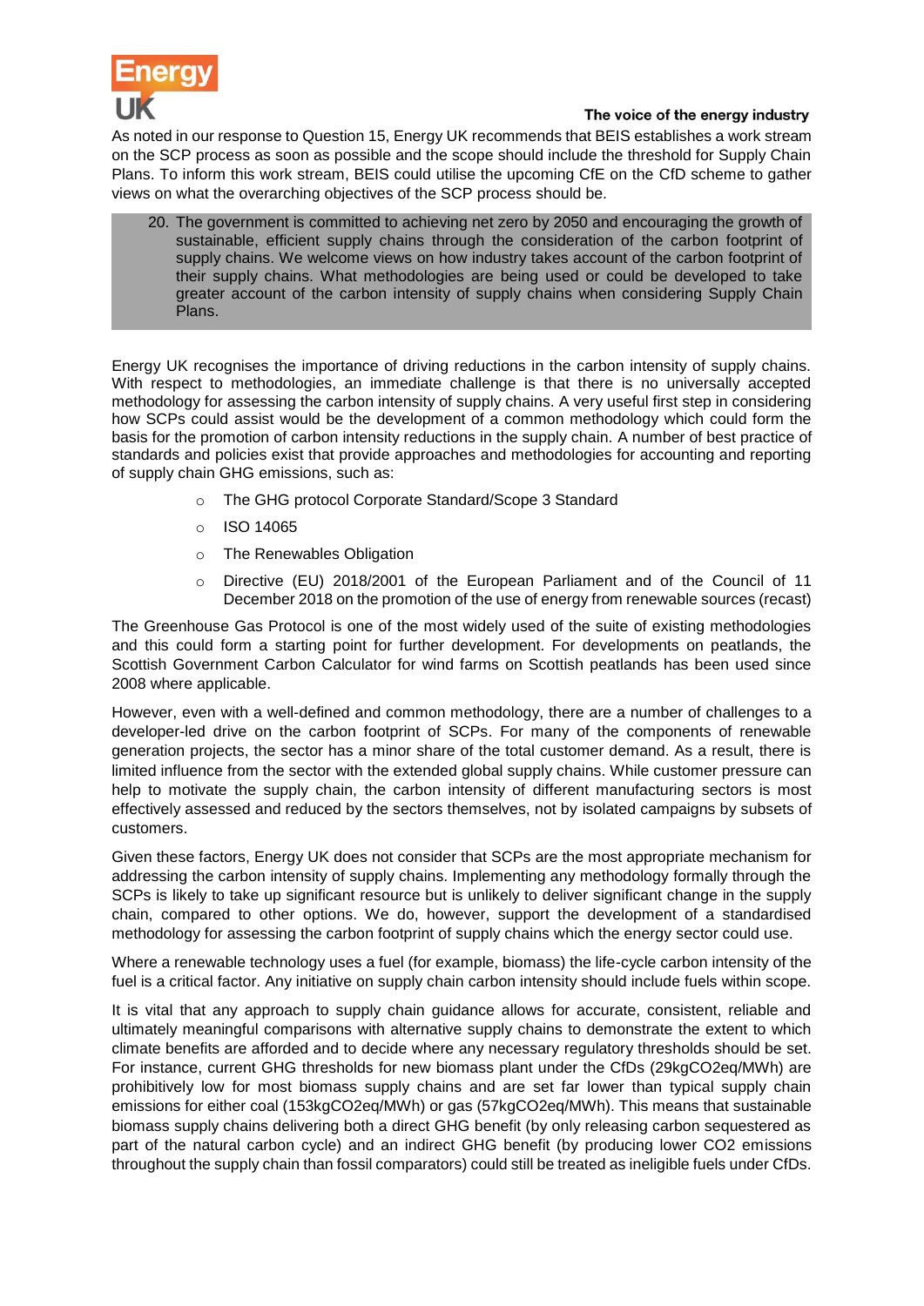As noted in our response to Question 15, Energy UK recommends that BEIS establishes a work stream on the SCP process as soon as possible and the scope should include the threshold for Supply Chain Plans. To inform this work stream, BEIS could utilise the upcoming CfE on the CfD scheme to gather views on what the overarching objectives of the SCP process should be.

> 20. The government is committed to achieving net zero by 2050 and encouraging the growth of sustainable, efficient supply chains through the consideration of the carbon footprint of supply chains. We welcome views on how industry takes account of the carbon footprint of their supply chains. What methodologies are being used or could be developed to take greater account of the carbon intensity of supply chains when considering Supply Chain Plans.

Energy UK recognises the importance of driving reductions in the carbon intensity of supply chains. With respect to methodologies, an immediate challenge is that there is no universally accepted methodology for assessing the carbon intensity of supply chains. A very useful first step in considering how SCPs could assist would be the development of a common methodology which could form the basis for the promotion of carbon intensity reductions in the supply chain. A number of best practice of standards and policies exist that provide approaches and methodologies for accounting and reporting of supply chain GHG emissions, such as:

- The GHG protocol Corporate Standard/Scope 3 Standard
- ISO 14065
- The Renewables Obligation
- Directive (EU) 2018/2001 of the European Parliament and of the Council of 11 December 2018 on the promotion of the use of energy from renewable sources (recast)

The Greenhouse Gas Protocol is one of the most widely used of the suite of existing methodologies and this could form a starting point for further development. For developments on peatlands, the Scottish Government Carbon Calculator for wind farms on Scottish peatlands has been used since 2008 where applicable.

However, even with a well-defined and common methodology, there are a number of challenges to a developer-led drive on the carbon footprint of SCPs. For many of the components of renewable generation projects, the sector has a minor share of the total customer demand. As a result, there is limited influence from the sector with the extended global supply chains. While customer pressure can help to motivate the supply chain, the carbon intensity of different manufacturing sectors is most effectively assessed and reduced by the sectors themselves, not by isolated campaigns by subsets of customers.

Given these factors, Energy UK does not consider that SCPs are the most appropriate mechanism for addressing the carbon intensity of supply chains. Implementing any methodology formally through the SCPs is likely to take up significant resource but is unlikely to deliver significant change in the supply chain, compared to other options. We do, however, support the development of a standardised methodology for assessing the carbon footprint of supply chains which the energy sector could use.

Where a renewable technology uses a fuel (for example, biomass) the life-cycle carbon intensity of the fuel is a critical factor. Any initiative on supply chain carbon intensity should include fuels within scope.

It is vital that any approach to supply chain guidance allows for accurate, consistent, reliable and ultimately meaningful comparisons with alternative supply chains to demonstrate the extent to which climate benefits are afforded and to decide where any necessary regulatory thresholds should be set. For instance, current GHG thresholds for new biomass plant under the CfDs (29kg$CO_2$eq/MWh) are prohibitively low for most biomass supply chains and are set far lower than typical supply chain emissions for either coal (153kg$CO_2$eq/MWh) or gas (57kg$CO_2$eq/MWh). This means that sustainable biomass supply chains delivering both a direct GHG benefit (by only releasing carbon sequestered as part of the natural carbon cycle) and an indirect GHG benefit (by producing lower $CO_2$ emissions throughout the supply chain than fossil comparators) could still be treated as ineligible fuels under CfDs.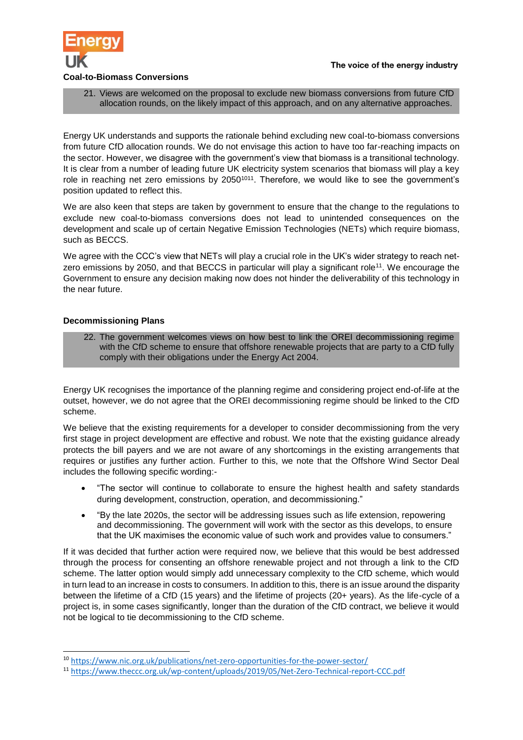### Coal-to-Biomass Conversions

> 21. Views are welcomed on the proposal to exclude new biomass conversions from future CfD allocation rounds, on the likely impact of this approach, and on any alternative approaches.

Energy UK understands and supports the rationale behind excluding new coal-to-biomass conversions from future CfD allocation rounds. We do not envisage this action to have too far-reaching impacts on the sector. However, we disagree with the government's view that biomass is a transitional technology. It is clear from a number of leading future UK electricity system scenarios that biomass will play a key role in reaching net zero emissions by 2050[10][11]. Therefore, we would like to see the government's position updated to reflect this.

We are also keen that steps are taken by government to ensure that the change to the regulations to exclude new coal-to-biomass conversions does not lead to unintended consequences on the development and scale up of certain Negative Emission Technologies (NETs) which require biomass, such as BECCS.

We agree with the CCC's view that NETs will play a crucial role in the UK's wider strategy to reach net-zero emissions by 2050, and that BECCS in particular will play a significant role[11]. We encourage the Government to ensure any decision making now does not hinder the deliverability of this technology in the near future.

### Decommissioning Plans

> 22. The government welcomes views on how best to link the OREI decommissioning regime with the CfD scheme to ensure that offshore renewable projects that are party to a CfD fully comply with their obligations under the Energy Act 2004.

Energy UK recognises the importance of the planning regime and considering project end-of-life at the outset, however, we do not agree that the OREI decommissioning regime should be linked to the CfD scheme.

We believe that the existing requirements for a developer to consider decommissioning from the very first stage in project development are effective and robust. We note that the existing guidance already protects the bill payers and we are not aware of any shortcomings in the existing arrangements that requires or justifies any further action. Further to this, we note that the Offshore Wind Sector Deal includes the following specific wording:-

- "The sector will continue to collaborate to ensure the highest health and safety standards during development, construction, operation, and decommissioning."
- "By the late 2020s, the sector will be addressing issues such as life extension, repowering and decommissioning. The government will work with the sector as this develops, to ensure that the UK maximises the economic value of such work and provides value to consumers."

If it was decided that further action were required now, we believe that this would be best addressed through the process for consenting an offshore renewable project and not through a link to the CfD scheme. The latter option would simply add unnecessary complexity to the CfD scheme, which would in turn lead to an increase in costs to consumers. In addition to this, there is an issue around the disparity between the lifetime of a CfD (15 years) and the lifetime of projects (20+ years). As the life-cycle of a project is, in some cases significantly, longer than the duration of the CfD contract, we believe it would not be logical to tie decommissioning to the CfD scheme.

---

[10] https://www.nic.org.uk/publications/net-zero-opportunities-for-the-power-sector/

[11] https://www.theccc.org.uk/wp-content/uploads/2019/05/Net-Zero-Technical-report-CCC.pdf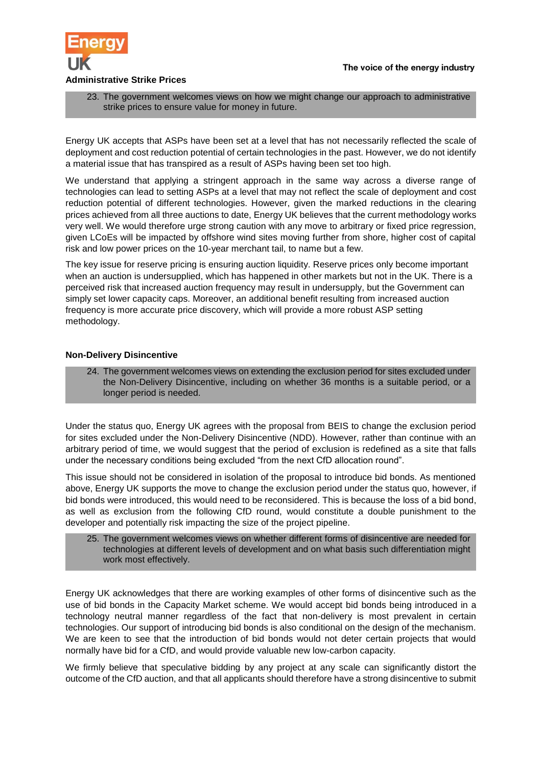## Administrative Strike Prices

> 23. The government welcomes views on how we might change our approach to administrative strike prices to ensure value for money in future.

Energy UK accepts that ASPs have been set at a level that has not necessarily reflected the scale of deployment and cost reduction potential of certain technologies in the past. However, we do not identify a material issue that has transpired as a result of ASPs having been set too high.

We understand that applying a stringent approach in the same way across a diverse range of technologies can lead to setting ASPs at a level that may not reflect the scale of deployment and cost reduction potential of different technologies. However, given the marked reductions in the clearing prices achieved from all three auctions to date, Energy UK believes that the current methodology works very well. We would therefore urge strong caution with any move to arbitrary or fixed price regression, given LCoEs will be impacted by offshore wind sites moving further from shore, higher cost of capital risk and low power prices on the 10-year merchant tail, to name but a few.

The key issue for reserve pricing is ensuring auction liquidity. Reserve prices only become important when an auction is undersupplied, which has happened in other markets but not in the UK. There is a perceived risk that increased auction frequency may result in undersupply, but the Government can simply set lower capacity caps. Moreover, an additional benefit resulting from increased auction frequency is more accurate price discovery, which will provide a more robust ASP setting methodology.

## Non-Delivery Disincentive

> 24. The government welcomes views on extending the exclusion period for sites excluded under the Non-Delivery Disincentive, including on whether 36 months is a suitable period, or a longer period is needed.

Under the status quo, Energy UK agrees with the proposal from BEIS to change the exclusion period for sites excluded under the Non-Delivery Disincentive (NDD). However, rather than continue with an arbitrary period of time, we would suggest that the period of exclusion is redefined as a site that falls under the necessary conditions being excluded "from the next CfD allocation round".

This issue should not be considered in isolation of the proposal to introduce bid bonds. As mentioned above, Energy UK supports the move to change the exclusion period under the status quo, however, if bid bonds were introduced, this would need to be reconsidered. This is because the loss of a bid bond, as well as exclusion from the following CfD round, would constitute a double punishment to the developer and potentially risk impacting the size of the project pipeline.

> 25. The government welcomes views on whether different forms of disincentive are needed for technologies at different levels of development and on what basis such differentiation might work most effectively.

Energy UK acknowledges that there are working examples of other forms of disincentive such as the use of bid bonds in the Capacity Market scheme. We would accept bid bonds being introduced in a technology neutral manner regardless of the fact that non-delivery is most prevalent in certain technologies. Our support of introducing bid bonds is also conditional on the design of the mechanism. We are keen to see that the introduction of bid bonds would not deter certain projects that would normally have bid for a CfD, and would provide valuable new low-carbon capacity.

We firmly believe that speculative bidding by any project at any scale can significantly distort the outcome of the CfD auction, and that all applicants should therefore have a strong disincentive to submit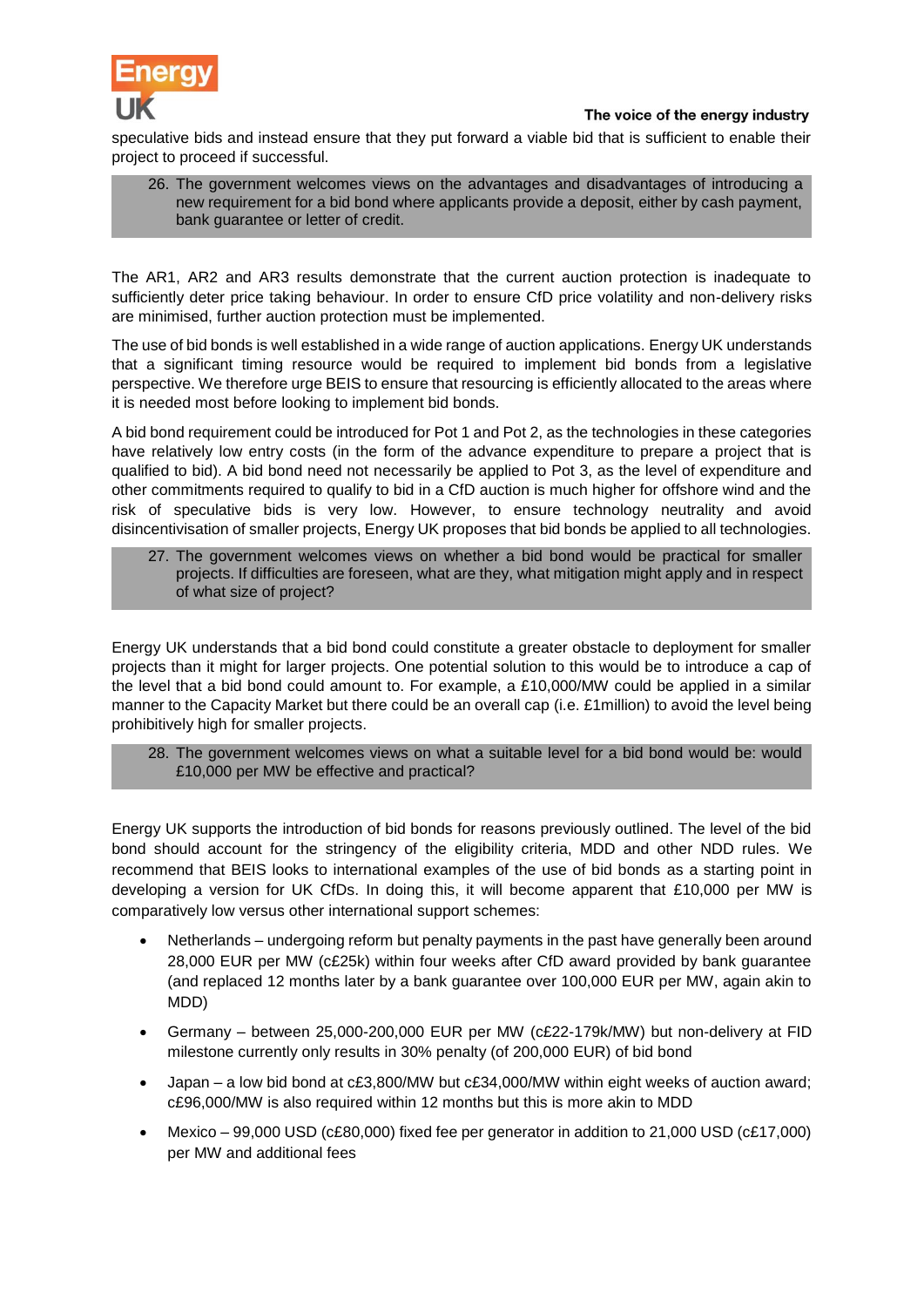speculative bids and instead ensure that they put forward a viable bid that is sufficient to enable their project to proceed if successful.

> 26. The government welcomes views on the advantages and disadvantages of introducing a new requirement for a bid bond where applicants provide a deposit, either by cash payment, bank guarantee or letter of credit.

The AR1, AR2 and AR3 results demonstrate that the current auction protection is inadequate to sufficiently deter price taking behaviour. In order to ensure CfD price volatility and non-delivery risks are minimised, further auction protection must be implemented.

The use of bid bonds is well established in a wide range of auction applications. Energy UK understands that a significant timing resource would be required to implement bid bonds from a legislative perspective. We therefore urge BEIS to ensure that resourcing is efficiently allocated to the areas where it is needed most before looking to implement bid bonds.

A bid bond requirement could be introduced for Pot 1 and Pot 2, as the technologies in these categories have relatively low entry costs (in the form of the advance expenditure to prepare a project that is qualified to bid). A bid bond need not necessarily be applied to Pot 3, as the level of expenditure and other commitments required to qualify to bid in a CfD auction is much higher for offshore wind and the risk of speculative bids is very low. However, to ensure technology neutrality and avoid disincentivisation of smaller projects, Energy UK proposes that bid bonds be applied to all technologies.

> 27. The government welcomes views on whether a bid bond would be practical for smaller projects. If difficulties are foreseen, what are they, what mitigation might apply and in respect of what size of project?

Energy UK understands that a bid bond could constitute a greater obstacle to deployment for smaller projects than it might for larger projects. One potential solution to this would be to introduce a cap of the level that a bid bond could amount to. For example, a £10,000/MW could be applied in a similar manner to the Capacity Market but there could be an overall cap (i.e. £1million) to avoid the level being prohibitively high for smaller projects.

> 28. The government welcomes views on what a suitable level for a bid bond would be: would £10,000 per MW be effective and practical?

Energy UK supports the introduction of bid bonds for reasons previously outlined. The level of the bid bond should account for the stringency of the eligibility criteria, MDD and other NDD rules. We recommend that BEIS looks to international examples of the use of bid bonds as a starting point in developing a version for UK CfDs. In doing this, it will become apparent that £10,000 per MW is comparatively low versus other international support schemes:

- Netherlands – undergoing reform but penalty payments in the past have generally been around 28,000 EUR per MW (c£25k) within four weeks after CfD award provided by bank guarantee (and replaced 12 months later by a bank guarantee over 100,000 EUR per MW, again akin to MDD)
- Germany – between 25,000-200,000 EUR per MW (c£22-179k/MW) but non-delivery at FID milestone currently only results in 30% penalty (of 200,000 EUR) of bid bond
- Japan – a low bid bond at c£3,800/MW but c£34,000/MW within eight weeks of auction award; c£96,000/MW is also required within 12 months but this is more akin to MDD
- Mexico – 99,000 USD (c£80,000) fixed fee per generator in addition to 21,000 USD (c£17,000) per MW and additional fees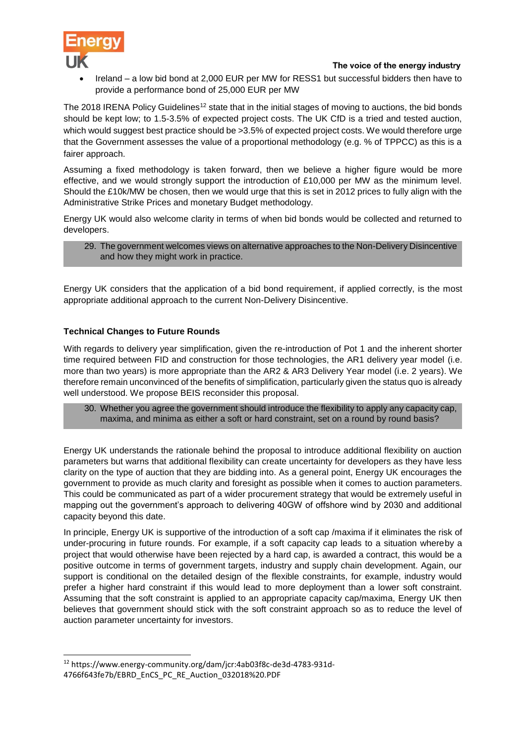- Ireland – a low bid bond at 2,000 EUR per MW for RESS1 but successful bidders then have to provide a performance bond of 25,000 EUR per MW

The 2018 IRENA Policy Guidelines[12] state that in the initial stages of moving to auctions, the bid bonds should be kept low; to 1.5-3.5% of expected project costs. The UK CfD is a tried and tested auction, which would suggest best practice should be >3.5% of expected project costs. We would therefore urge that the Government assesses the value of a proportional methodology (e.g. % of TPPCC) as this is a fairer approach.

Assuming a fixed methodology is taken forward, then we believe a higher figure would be more effective, and we would strongly support the introduction of £10,000 per MW as the minimum level. Should the £10k/MW be chosen, then we would urge that this is set in 2012 prices to fully align with the Administrative Strike Prices and monetary Budget methodology.

Energy UK would also welcome clarity in terms of when bid bonds would be collected and returned to developers.

> 29. The government welcomes views on alternative approaches to the Non-Delivery Disincentive and how they might work in practice.

Energy UK considers that the application of a bid bond requirement, if applied correctly, is the most appropriate additional approach to the current Non-Delivery Disincentive.

**Technical Changes to Future Rounds**

With regards to delivery year simplification, given the re-introduction of Pot 1 and the inherent shorter time required between FID and construction for those technologies, the AR1 delivery year model (i.e. more than two years) is more appropriate than the AR2 & AR3 Delivery Year model (i.e. 2 years). We therefore remain unconvinced of the benefits of simplification, particularly given the status quo is already well understood. We propose BEIS reconsider this proposal.

> 30. Whether you agree the government should introduce the flexibility to apply any capacity cap, maxima, and minima as either a soft or hard constraint, set on a round by round basis?

Energy UK understands the rationale behind the proposal to introduce additional flexibility on auction parameters but warns that additional flexibility can create uncertainty for developers as they have less clarity on the type of auction that they are bidding into. As a general point, Energy UK encourages the government to provide as much clarity and foresight as possible when it comes to auction parameters. This could be communicated as part of a wider procurement strategy that would be extremely useful in mapping out the government's approach to delivering 40GW of offshore wind by 2030 and additional capacity beyond this date.

In principle, Energy UK is supportive of the introduction of a soft cap /maxima if it eliminates the risk of under-procuring in future rounds. For example, if a soft capacity cap leads to a situation whereby a project that would otherwise have been rejected by a hard cap, is awarded a contract, this would be a positive outcome in terms of government targets, industry and supply chain development. Again, our support is conditional on the detailed design of the flexible constraints, for example, industry would prefer a higher hard constraint if this would lead to more deployment than a lower soft constraint. Assuming that the soft constraint is applied to an appropriate capacity cap/maxima, Energy UK then believes that government should stick with the soft constraint approach so as to reduce the level of auction parameter uncertainty for investors.

---

[12] https://www.energy-community.org/dam/jcr:4ab03f8c-de3d-4783-931d-4766f643fe7b/EBRD_EnCS_PC_RE_Auction_032018%20.PDF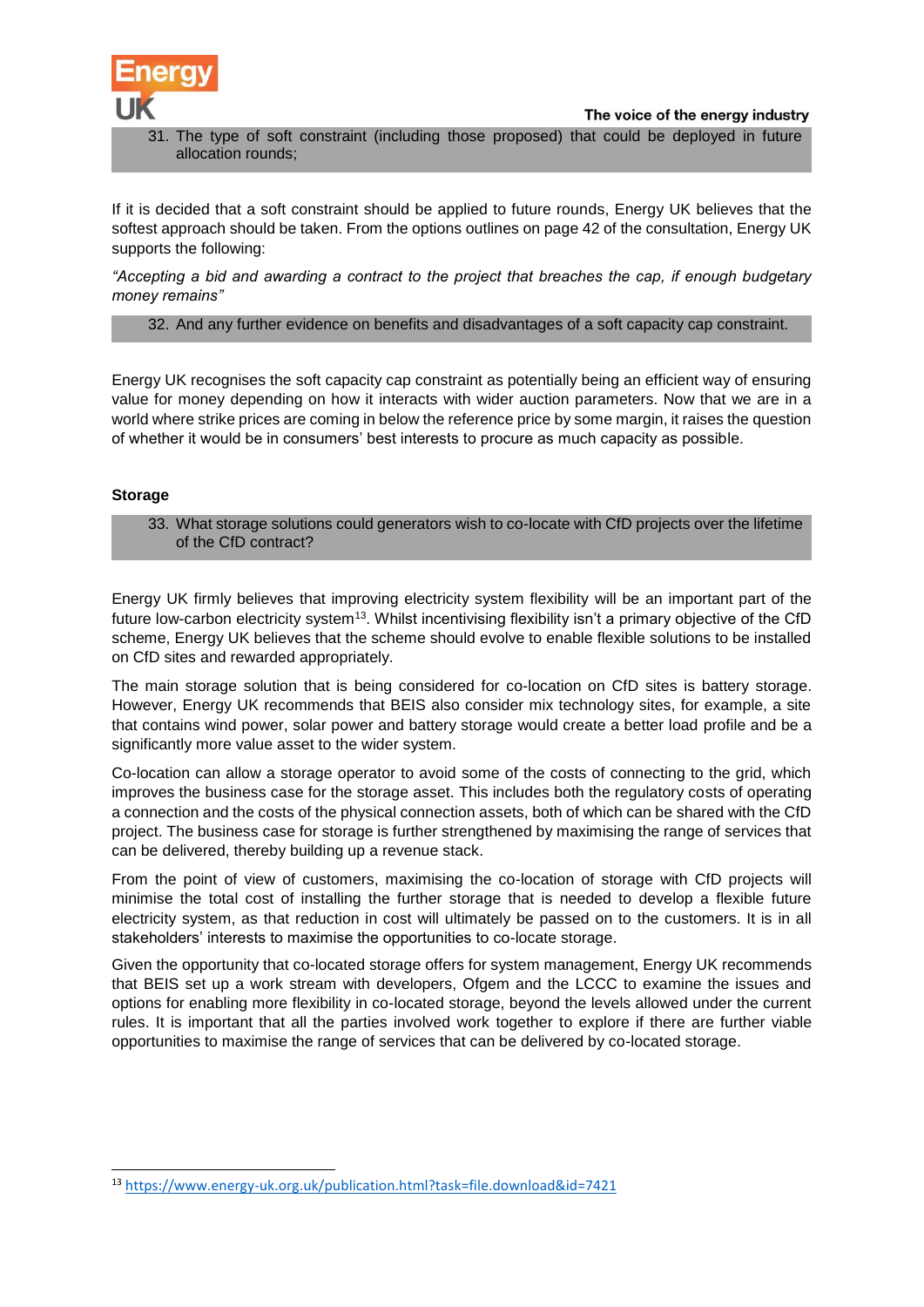31. The type of soft constraint (including those proposed) that could be deployed in future allocation rounds;

If it is decided that a soft constraint should be applied to future rounds, Energy UK believes that the softest approach should be taken. From the options outlines on page 42 of the consultation, Energy UK supports the following:

*"Accepting a bid and awarding a contract to the project that breaches the cap, if enough budgetary money remains"*

32. And any further evidence on benefits and disadvantages of a soft capacity cap constraint.

Energy UK recognises the soft capacity cap constraint as potentially being an efficient way of ensuring value for money depending on how it interacts with wider auction parameters. Now that we are in a world where strike prices are coming in below the reference price by some margin, it raises the question of whether it would be in consumers' best interests to procure as much capacity as possible.

**Storage**

33. What storage solutions could generators wish to co-locate with CfD projects over the lifetime of the CfD contract?

Energy UK firmly believes that improving electricity system flexibility will be an important part of the future low-carbon electricity system[13]. Whilst incentivising flexibility isn't a primary objective of the CfD scheme, Energy UK believes that the scheme should evolve to enable flexible solutions to be installed on CfD sites and rewarded appropriately.

The main storage solution that is being considered for co-location on CfD sites is battery storage. However, Energy UK recommends that BEIS also consider mix technology sites, for example, a site that contains wind power, solar power and battery storage would create a better load profile and be a significantly more value asset to the wider system.

Co-location can allow a storage operator to avoid some of the costs of connecting to the grid, which improves the business case for the storage asset. This includes both the regulatory costs of operating a connection and the costs of the physical connection assets, both of which can be shared with the CfD project. The business case for storage is further strengthened by maximising the range of services that can be delivered, thereby building up a revenue stack.

From the point of view of customers, maximising the co-location of storage with CfD projects will minimise the total cost of installing the further storage that is needed to develop a flexible future electricity system, as that reduction in cost will ultimately be passed on to the customers. It is in all stakeholders' interests to maximise the opportunities to co-locate storage.

Given the opportunity that co-located storage offers for system management, Energy UK recommends that BEIS set up a work stream with developers, Ofgem and the LCCC to examine the issues and options for enabling more flexibility in co-located storage, beyond the levels allowed under the current rules. It is important that all the parties involved work together to explore if there are further viable opportunities to maximise the range of services that can be delivered by co-located storage.

[13] https://www.energy-uk.org.uk/publication.html?task=file.download&id=7421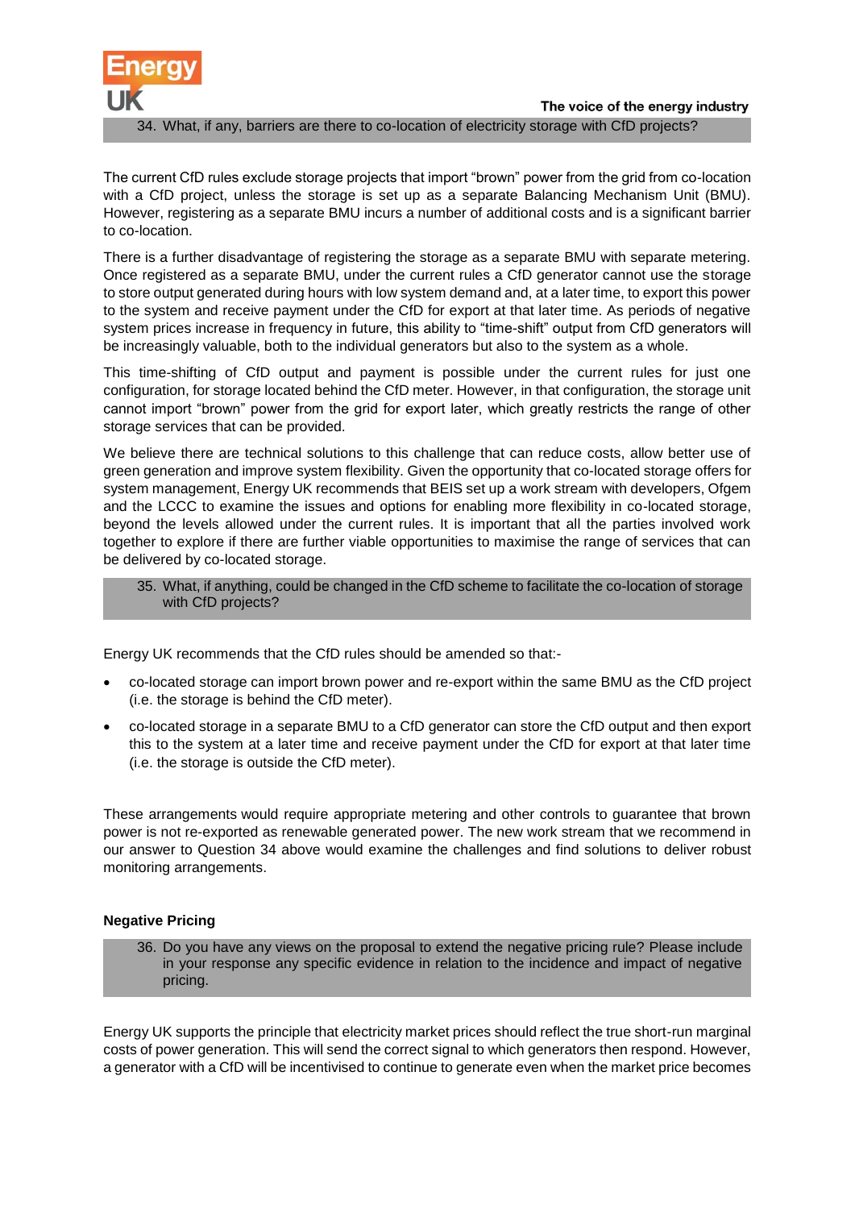34. What, if any, barriers are there to co-location of electricity storage with CfD projects?

The current CfD rules exclude storage projects that import "brown" power from the grid from co-location with a CfD project, unless the storage is set up as a separate Balancing Mechanism Unit (BMU). However, registering as a separate BMU incurs a number of additional costs and is a significant barrier to co-location.

There is a further disadvantage of registering the storage as a separate BMU with separate metering. Once registered as a separate BMU, under the current rules a CfD generator cannot use the storage to store output generated during hours with low system demand and, at a later time, to export this power to the system and receive payment under the CfD for export at that later time. As periods of negative system prices increase in frequency in future, this ability to "time-shift" output from CfD generators will be increasingly valuable, both to the individual generators but also to the system as a whole.

This time-shifting of CfD output and payment is possible under the current rules for just one configuration, for storage located behind the CfD meter. However, in that configuration, the storage unit cannot import "brown" power from the grid for export later, which greatly restricts the range of other storage services that can be provided.

We believe there are technical solutions to this challenge that can reduce costs, allow better use of green generation and improve system flexibility. Given the opportunity that co-located storage offers for system management, Energy UK recommends that BEIS set up a work stream with developers, Ofgem and the LCCC to examine the issues and options for enabling more flexibility in co-located storage, beyond the levels allowed under the current rules. It is important that all the parties involved work together to explore if there are further viable opportunities to maximise the range of services that can be delivered by co-located storage.

35. What, if anything, could be changed in the CfD scheme to facilitate the co-location of storage with CfD projects?

Energy UK recommends that the CfD rules should be amended so that:-

- co-located storage can import brown power and re-export within the same BMU as the CfD project (i.e. the storage is behind the CfD meter).
- co-located storage in a separate BMU to a CfD generator can store the CfD output and then export this to the system at a later time and receive payment under the CfD for export at that later time (i.e. the storage is outside the CfD meter).

These arrangements would require appropriate metering and other controls to guarantee that brown power is not re-exported as renewable generated power. The new work stream that we recommend in our answer to Question 34 above would examine the challenges and find solutions to deliver robust monitoring arrangements.

**Negative Pricing**

36. Do you have any views on the proposal to extend the negative pricing rule? Please include in your response any specific evidence in relation to the incidence and impact of negative pricing.

Energy UK supports the principle that electricity market prices should reflect the true short-run marginal costs of power generation. This will send the correct signal to which generators then respond. However, a generator with a CfD will be incentivised to continue to generate even when the market price becomes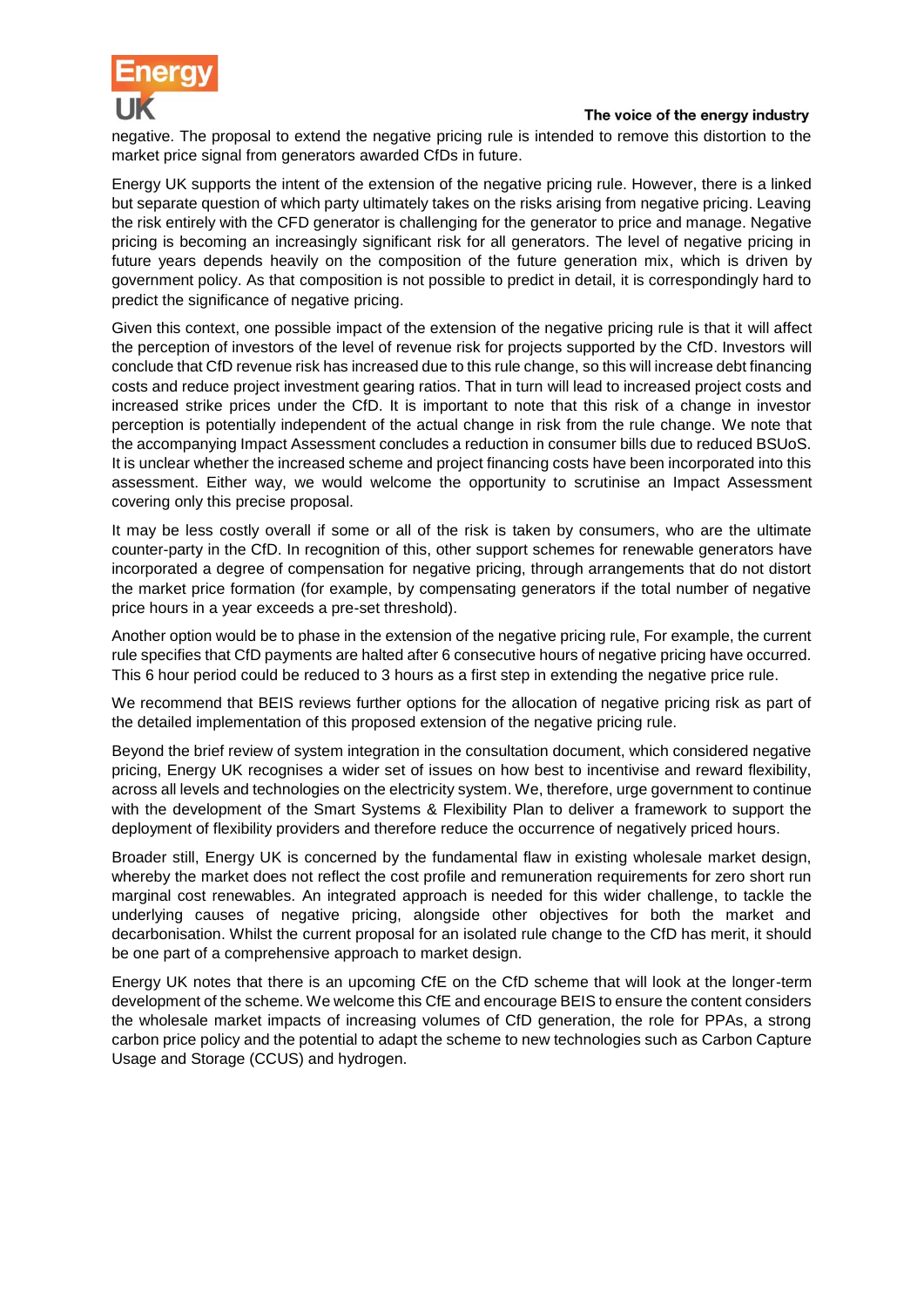negative. The proposal to extend the negative pricing rule is intended to remove this distortion to the market price signal from generators awarded CfDs in future.

Energy UK supports the intent of the extension of the negative pricing rule. However, there is a linked but separate question of which party ultimately takes on the risks arising from negative pricing. Leaving the risk entirely with the CFD generator is challenging for the generator to price and manage. Negative pricing is becoming an increasingly significant risk for all generators. The level of negative pricing in future years depends heavily on the composition of the future generation mix, which is driven by government policy. As that composition is not possible to predict in detail, it is correspondingly hard to predict the significance of negative pricing.

Given this context, one possible impact of the extension of the negative pricing rule is that it will affect the perception of investors of the level of revenue risk for projects supported by the CfD. Investors will conclude that CfD revenue risk has increased due to this rule change, so this will increase debt financing costs and reduce project investment gearing ratios. That in turn will lead to increased project costs and increased strike prices under the CfD. It is important to note that this risk of a change in investor perception is potentially independent of the actual change in risk from the rule change. We note that the accompanying Impact Assessment concludes a reduction in consumer bills due to reduced BSUoS. It is unclear whether the increased scheme and project financing costs have been incorporated into this assessment. Either way, we would welcome the opportunity to scrutinise an Impact Assessment covering only this precise proposal.

It may be less costly overall if some or all of the risk is taken by consumers, who are the ultimate counter-party in the CfD. In recognition of this, other support schemes for renewable generators have incorporated a degree of compensation for negative pricing, through arrangements that do not distort the market price formation (for example, by compensating generators if the total number of negative price hours in a year exceeds a pre-set threshold).

Another option would be to phase in the extension of the negative pricing rule, For example, the current rule specifies that CfD payments are halted after 6 consecutive hours of negative pricing have occurred. This 6 hour period could be reduced to 3 hours as a first step in extending the negative price rule.

We recommend that BEIS reviews further options for the allocation of negative pricing risk as part of the detailed implementation of this proposed extension of the negative pricing rule.

Beyond the brief review of system integration in the consultation document, which considered negative pricing, Energy UK recognises a wider set of issues on how best to incentivise and reward flexibility, across all levels and technologies on the electricity system. We, therefore, urge government to continue with the development of the Smart Systems & Flexibility Plan to deliver a framework to support the deployment of flexibility providers and therefore reduce the occurrence of negatively priced hours.

Broader still, Energy UK is concerned by the fundamental flaw in existing wholesale market design, whereby the market does not reflect the cost profile and remuneration requirements for zero short run marginal cost renewables. An integrated approach is needed for this wider challenge, to tackle the underlying causes of negative pricing, alongside other objectives for both the market and decarbonisation. Whilst the current proposal for an isolated rule change to the CfD has merit, it should be one part of a comprehensive approach to market design.

Energy UK notes that there is an upcoming CfE on the CfD scheme that will look at the longer-term development of the scheme. We welcome this CfE and encourage BEIS to ensure the content considers the wholesale market impacts of increasing volumes of CfD generation, the role for PPAs, a strong carbon price policy and the potential to adapt the scheme to new technologies such as Carbon Capture Usage and Storage (CCUS) and hydrogen.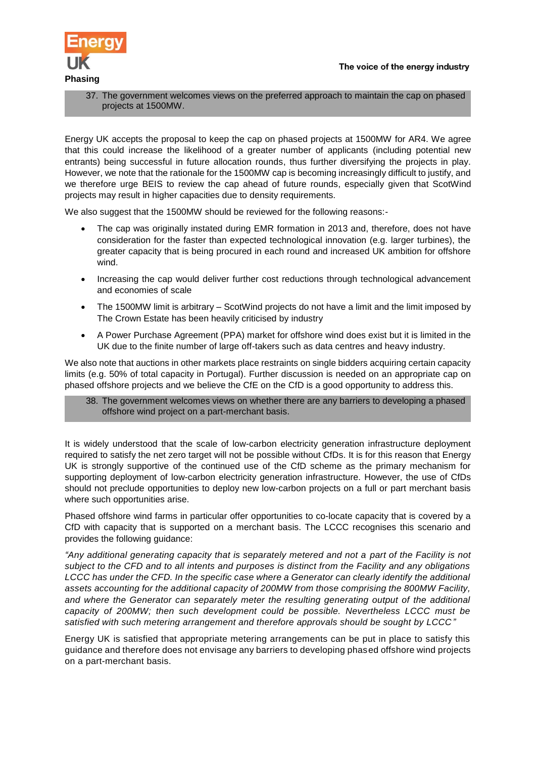## Phasing

> 37. The government welcomes views on the preferred approach to maintain the cap on phased projects at 1500MW.

Energy UK accepts the proposal to keep the cap on phased projects at 1500MW for AR4. We agree that this could increase the likelihood of a greater number of applicants (including potential new entrants) being successful in future allocation rounds, thus further diversifying the projects in play. However, we note that the rationale for the 1500MW cap is becoming increasingly difficult to justify, and we therefore urge BEIS to review the cap ahead of future rounds, especially given that ScotWind projects may result in higher capacities due to density requirements.

We also suggest that the 1500MW should be reviewed for the following reasons:-

- The cap was originally instated during EMR formation in 2013 and, therefore, does not have consideration for the faster than expected technological innovation (e.g. larger turbines), the greater capacity that is being procured in each round and increased UK ambition for offshore wind.
- Increasing the cap would deliver further cost reductions through technological advancement and economies of scale
- The 1500MW limit is arbitrary – ScotWind projects do not have a limit and the limit imposed by The Crown Estate has been heavily criticised by industry
- A Power Purchase Agreement (PPA) market for offshore wind does exist but it is limited in the UK due to the finite number of large off-takers such as data centres and heavy industry.

We also note that auctions in other markets place restraints on single bidders acquiring certain capacity limits (e.g. 50% of total capacity in Portugal). Further discussion is needed on an appropriate cap on phased offshore projects and we believe the CfE on the CfD is a good opportunity to address this.

> 38. The government welcomes views on whether there are any barriers to developing a phased offshore wind project on a part-merchant basis.

It is widely understood that the scale of low-carbon electricity generation infrastructure deployment required to satisfy the net zero target will not be possible without CfDs. It is for this reason that Energy UK is strongly supportive of the continued use of the CfD scheme as the primary mechanism for supporting deployment of low-carbon electricity generation infrastructure. However, the use of CfDs should not preclude opportunities to deploy new low-carbon projects on a full or part merchant basis where such opportunities arise.

Phased offshore wind farms in particular offer opportunities to co-locate capacity that is covered by a CfD with capacity that is supported on a merchant basis. The LCCC recognises this scenario and provides the following guidance:

*"Any additional generating capacity that is separately metered and not a part of the Facility is not subject to the CFD and to all intents and purposes is distinct from the Facility and any obligations LCCC has under the CFD. In the specific case where a Generator can clearly identify the additional assets accounting for the additional capacity of 200MW from those comprising the 800MW Facility, and where the Generator can separately meter the resulting generating output of the additional capacity of 200MW; then such development could be possible. Nevertheless LCCC must be satisfied with such metering arrangement and therefore approvals should be sought by LCCC"*

Energy UK is satisfied that appropriate metering arrangements can be put in place to satisfy this guidance and therefore does not envisage any barriers to developing phased offshore wind projects on a part-merchant basis.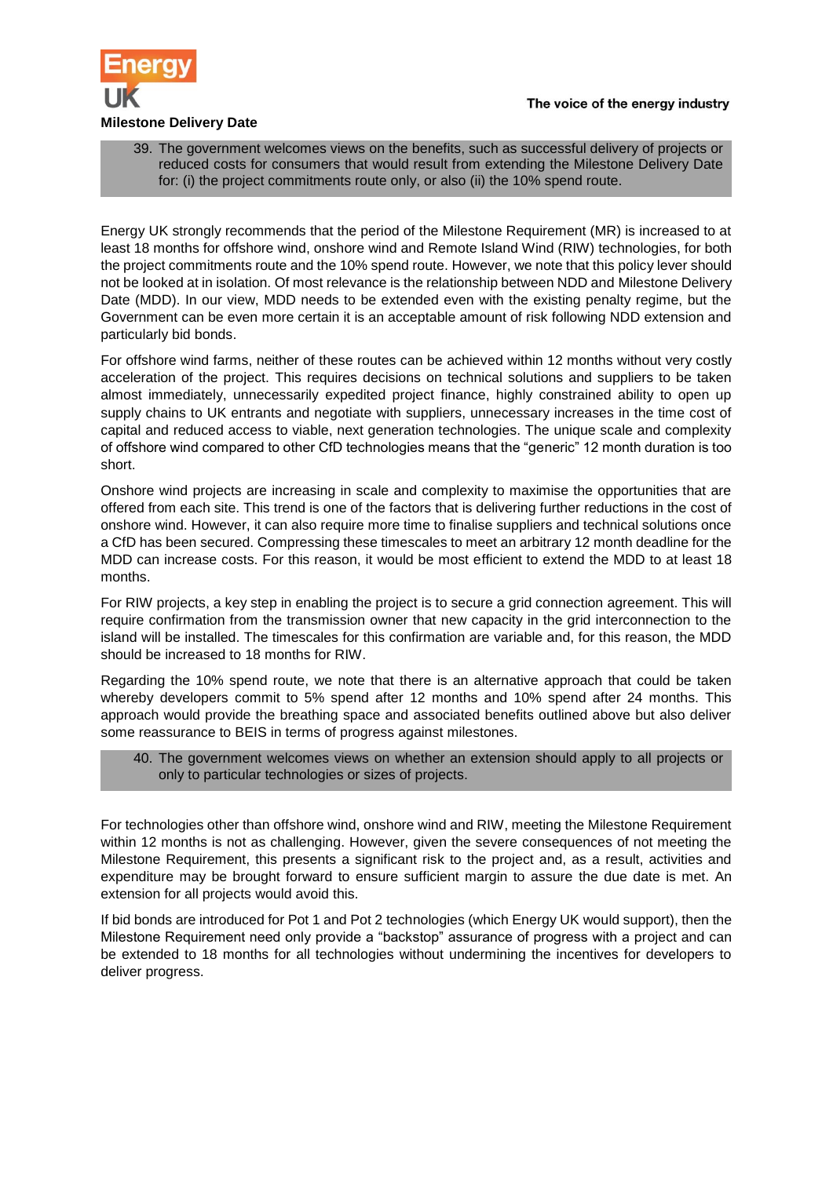## Milestone Delivery Date

> 39. The government welcomes views on the benefits, such as successful delivery of projects or reduced costs for consumers that would result from extending the Milestone Delivery Date for: (i) the project commitments route only, or also (ii) the 10% spend route.

Energy UK strongly recommends that the period of the Milestone Requirement (MR) is increased to at least 18 months for offshore wind, onshore wind and Remote Island Wind (RIW) technologies, for both the project commitments route and the 10% spend route. However, we note that this policy lever should not be looked at in isolation. Of most relevance is the relationship between NDD and Milestone Delivery Date (MDD). In our view, MDD needs to be extended even with the existing penalty regime, but the Government can be even more certain it is an acceptable amount of risk following NDD extension and particularly bid bonds.

For offshore wind farms, neither of these routes can be achieved within 12 months without very costly acceleration of the project. This requires decisions on technical solutions and suppliers to be taken almost immediately, unnecessarily expedited project finance, highly constrained ability to open up supply chains to UK entrants and negotiate with suppliers, unnecessary increases in the time cost of capital and reduced access to viable, next generation technologies. The unique scale and complexity of offshore wind compared to other CfD technologies means that the "generic" 12 month duration is too short.

Onshore wind projects are increasing in scale and complexity to maximise the opportunities that are offered from each site. This trend is one of the factors that is delivering further reductions in the cost of onshore wind. However, it can also require more time to finalise suppliers and technical solutions once a CfD has been secured. Compressing these timescales to meet an arbitrary 12 month deadline for the MDD can increase costs. For this reason, it would be most efficient to extend the MDD to at least 18 months.

For RIW projects, a key step in enabling the project is to secure a grid connection agreement. This will require confirmation from the transmission owner that new capacity in the grid interconnection to the island will be installed. The timescales for this confirmation are variable and, for this reason, the MDD should be increased to 18 months for RIW.

Regarding the 10% spend route, we note that there is an alternative approach that could be taken whereby developers commit to 5% spend after 12 months and 10% spend after 24 months. This approach would provide the breathing space and associated benefits outlined above but also deliver some reassurance to BEIS in terms of progress against milestones.

> 40. The government welcomes views on whether an extension should apply to all projects or only to particular technologies or sizes of projects.

For technologies other than offshore wind, onshore wind and RIW, meeting the Milestone Requirement within 12 months is not as challenging. However, given the severe consequences of not meeting the Milestone Requirement, this presents a significant risk to the project and, as a result, activities and expenditure may be brought forward to ensure sufficient margin to assure the due date is met. An extension for all projects would avoid this.

If bid bonds are introduced for Pot 1 and Pot 2 technologies (which Energy UK would support), then the Milestone Requirement need only provide a "backstop" assurance of progress with a project and can be extended to 18 months for all technologies without undermining the incentives for developers to deliver progress.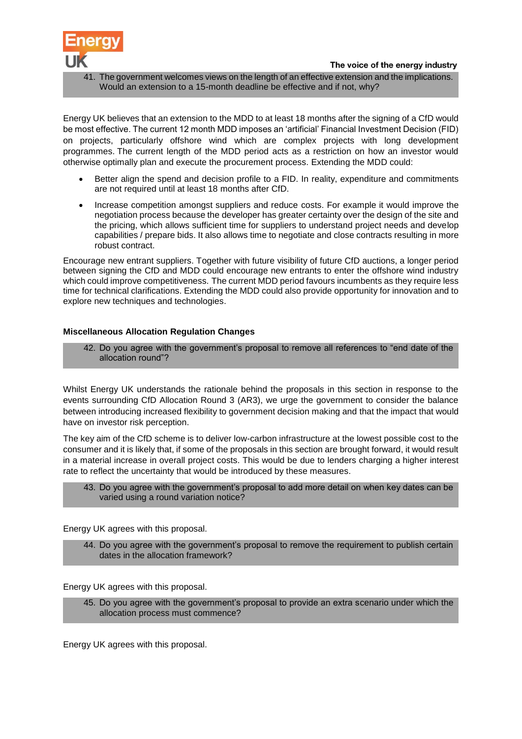> 41. The government welcomes views on the length of an effective extension and the implications. Would an extension to a 15-month deadline be effective and if not, why?

Energy UK believes that an extension to the MDD to at least 18 months after the signing of a CfD would be most effective. The current 12 month MDD imposes an 'artificial' Financial Investment Decision (FID) on projects, particularly offshore wind which are complex projects with long development programmes. The current length of the MDD period acts as a restriction on how an investor would otherwise optimally plan and execute the procurement process. Extending the MDD could:

- Better align the spend and decision profile to a FID. In reality, expenditure and commitments are not required until at least 18 months after CfD.
- Increase competition amongst suppliers and reduce costs. For example it would improve the negotiation process because the developer has greater certainty over the design of the site and the pricing, which allows sufficient time for suppliers to understand project needs and develop capabilities / prepare bids. It also allows time to negotiate and close contracts resulting in more robust contract.

Encourage new entrant suppliers. Together with future visibility of future CfD auctions, a longer period between signing the CfD and MDD could encourage new entrants to enter the offshore wind industry which could improve competitiveness. The current MDD period favours incumbents as they require less time for technical clarifications. Extending the MDD could also provide opportunity for innovation and to explore new techniques and technologies.

**Miscellaneous Allocation Regulation Changes**

> 42. Do you agree with the government's proposal to remove all references to "end date of the allocation round"?

Whilst Energy UK understands the rationale behind the proposals in this section in response to the events surrounding CfD Allocation Round 3 (AR3), we urge the government to consider the balance between introducing increased flexibility to government decision making and that the impact that would have on investor risk perception.

The key aim of the CfD scheme is to deliver low-carbon infrastructure at the lowest possible cost to the consumer and it is likely that, if some of the proposals in this section are brought forward, it would result in a material increase in overall project costs. This would be due to lenders charging a higher interest rate to reflect the uncertainty that would be introduced by these measures.

> 43. Do you agree with the government's proposal to add more detail on when key dates can be varied using a round variation notice?

Energy UK agrees with this proposal.

> 44. Do you agree with the government's proposal to remove the requirement to publish certain dates in the allocation framework?

Energy UK agrees with this proposal.

> 45. Do you agree with the government's proposal to provide an extra scenario under which the allocation process must commence?

Energy UK agrees with this proposal.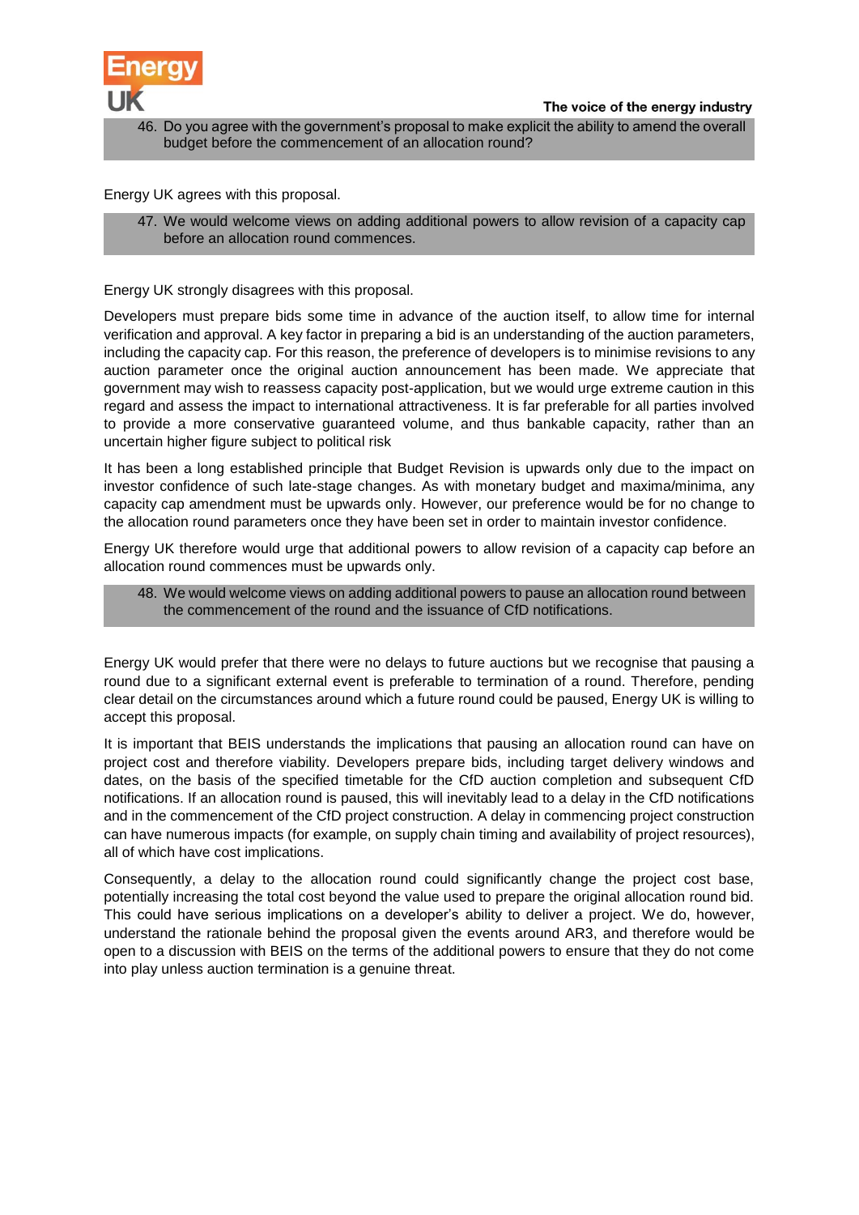46. Do you agree with the government's proposal to make explicit the ability to amend the overall budget before the commencement of an allocation round?

Energy UK agrees with this proposal.

47. We would welcome views on adding additional powers to allow revision of a capacity cap before an allocation round commences.

Energy UK strongly disagrees with this proposal.

Developers must prepare bids some time in advance of the auction itself, to allow time for internal verification and approval. A key factor in preparing a bid is an understanding of the auction parameters, including the capacity cap. For this reason, the preference of developers is to minimise revisions to any auction parameter once the original auction announcement has been made. We appreciate that government may wish to reassess capacity post-application, but we would urge extreme caution in this regard and assess the impact to international attractiveness. It is far preferable for all parties involved to provide a more conservative guaranteed volume, and thus bankable capacity, rather than an uncertain higher figure subject to political risk

It has been a long established principle that Budget Revision is upwards only due to the impact on investor confidence of such late-stage changes. As with monetary budget and maxima/minima, any capacity cap amendment must be upwards only. However, our preference would be for no change to the allocation round parameters once they have been set in order to maintain investor confidence.

Energy UK therefore would urge that additional powers to allow revision of a capacity cap before an allocation round commences must be upwards only.

48. We would welcome views on adding additional powers to pause an allocation round between the commencement of the round and the issuance of CfD notifications.

Energy UK would prefer that there were no delays to future auctions but we recognise that pausing a round due to a significant external event is preferable to termination of a round. Therefore, pending clear detail on the circumstances around which a future round could be paused, Energy UK is willing to accept this proposal.

It is important that BEIS understands the implications that pausing an allocation round can have on project cost and therefore viability. Developers prepare bids, including target delivery windows and dates, on the basis of the specified timetable for the CfD auction completion and subsequent CfD notifications. If an allocation round is paused, this will inevitably lead to a delay in the CfD notifications and in the commencement of the CfD project construction. A delay in commencing project construction can have numerous impacts (for example, on supply chain timing and availability of project resources), all of which have cost implications.

Consequently, a delay to the allocation round could significantly change the project cost base, potentially increasing the total cost beyond the value used to prepare the original allocation round bid. This could have serious implications on a developer's ability to deliver a project. We do, however, understand the rationale behind the proposal given the events around AR3, and therefore would be open to a discussion with BEIS on the terms of the additional powers to ensure that they do not come into play unless auction termination is a genuine threat.